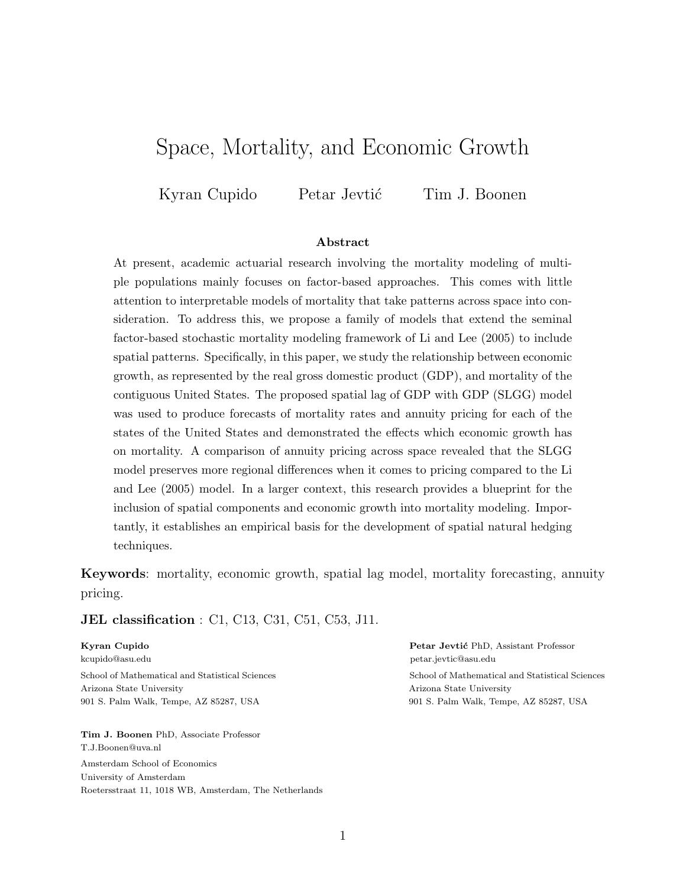# Space, Mortality, and Economic Growth

Kyran Cupido Petar Jevtić Tim J. Boonen

## Abstract

At present, academic actuarial research involving the mortality modeling of multiple populations mainly focuses on factor-based approaches. This comes with little attention to interpretable models of mortality that take patterns across space into consideration. To address this, we propose a family of models that extend the seminal factor-based stochastic mortality modeling framework of Li and Lee (2005) to include spatial patterns. Specifically, in this paper, we study the relationship between economic growth, as represented by the real gross domestic product (GDP), and mortality of the contiguous United States. The proposed spatial lag of GDP with GDP (SLGG) model was used to produce forecasts of mortality rates and annuity pricing for each of the states of the United States and demonstrated the effects which economic growth has on mortality. A comparison of annuity pricing across space revealed that the SLGG model preserves more regional differences when it comes to pricing compared to the Li and Lee (2005) model. In a larger context, this research provides a blueprint for the inclusion of spatial components and economic growth into mortality modeling. Importantly, it establishes an empirical basis for the development of spatial natural hedging techniques.

**Keywords**: mortality, economic growth, spatial lag model, mortality forecasting, annuity pricing.

**JEL classification** : C1, C13, C31, C51, C53, J11.

**Kyran Cupido**
kcupido@asu.edu
School of Mathematical and Statistical Sciences
Arizona State University
901 S. Palm Walk, Tempe, AZ 85287, USA

**Petar Jevtić** PhD, Assistant Professor
petar.jevtic@asu.edu
School of Mathematical and Statistical Sciences
Arizona State University
901 S. Palm Walk, Tempe, AZ 85287, USA

**Tim J. Boonen** PhD, Associate Professor
T.J.Boonen@uva.nl
Amsterdam School of Economics
University of Amsterdam
Roetersstraat 11, 1018 WB, Amsterdam, The Netherlands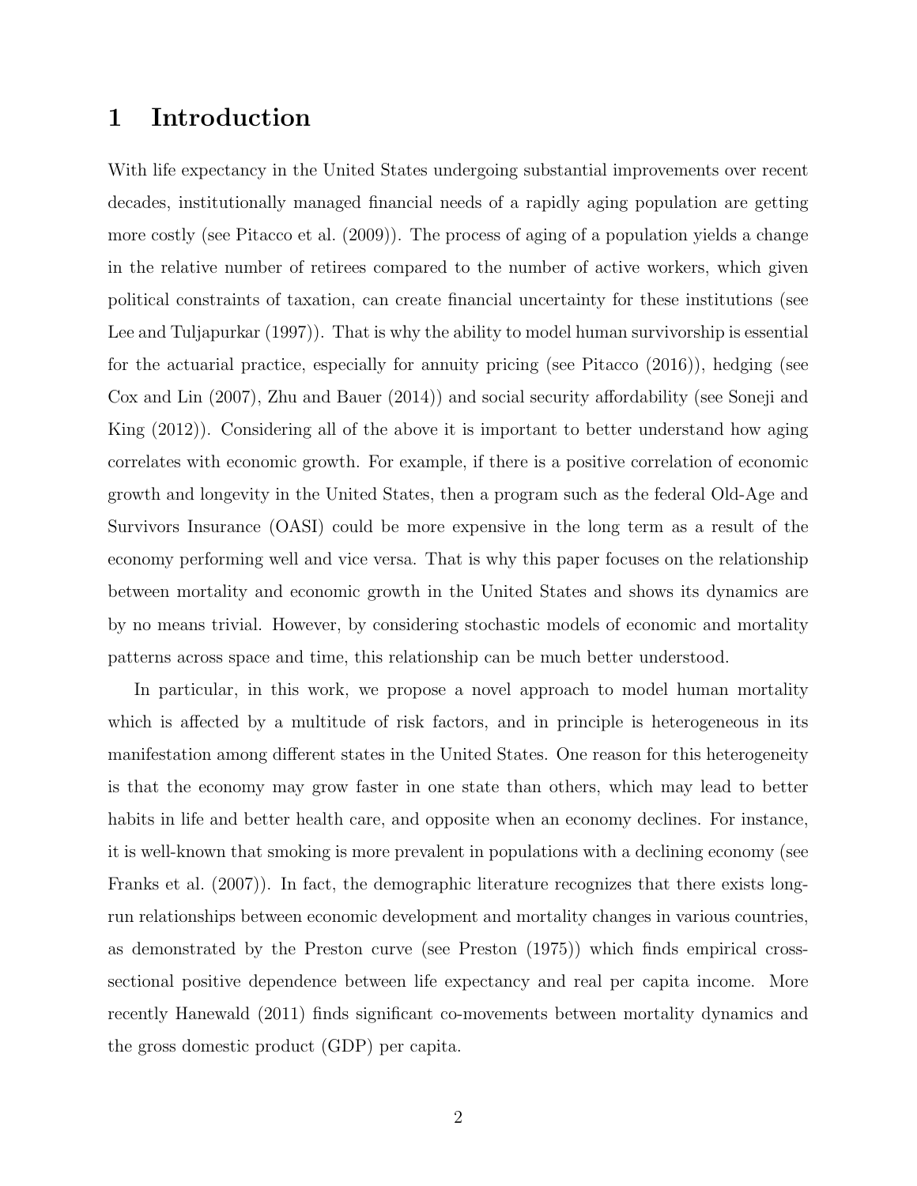# 1 Introduction

With life expectancy in the United States undergoing substantial improvements over recent decades, institutionally managed financial needs of a rapidly aging population are getting more costly (see Pitacco et al. (2009)). The process of aging of a population yields a change in the relative number of retirees compared to the number of active workers, which given political constraints of taxation, can create financial uncertainty for these institutions (see Lee and Tuljapurkar (1997)). That is why the ability to model human survivorship is essential for the actuarial practice, especially for annuity pricing (see Pitacco (2016)), hedging (see Cox and Lin (2007), Zhu and Bauer (2014)) and social security affordability (see Soneji and King (2012)). Considering all of the above it is important to better understand how aging correlates with economic growth. For example, if there is a positive correlation of economic growth and longevity in the United States, then a program such as the federal Old-Age and Survivors Insurance (OASI) could be more expensive in the long term as a result of the economy performing well and vice versa. That is why this paper focuses on the relationship between mortality and economic growth in the United States and shows its dynamics are by no means trivial. However, by considering stochastic models of economic and mortality patterns across space and time, this relationship can be much better understood.

In particular, in this work, we propose a novel approach to model human mortality which is affected by a multitude of risk factors, and in principle is heterogeneous in its manifestation among different states in the United States. One reason for this heterogeneity is that the economy may grow faster in one state than others, which may lead to better habits in life and better health care, and opposite when an economy declines. For instance, it is well-known that smoking is more prevalent in populations with a declining economy (see Franks et al. (2007)). In fact, the demographic literature recognizes that there exists long-run relationships between economic development and mortality changes in various countries, as demonstrated by the Preston curve (see Preston (1975)) which finds empirical cross-sectional positive dependence between life expectancy and real per capita income. More recently Hanewald (2011) finds significant co-movements between mortality dynamics and the gross domestic product (GDP) per capita.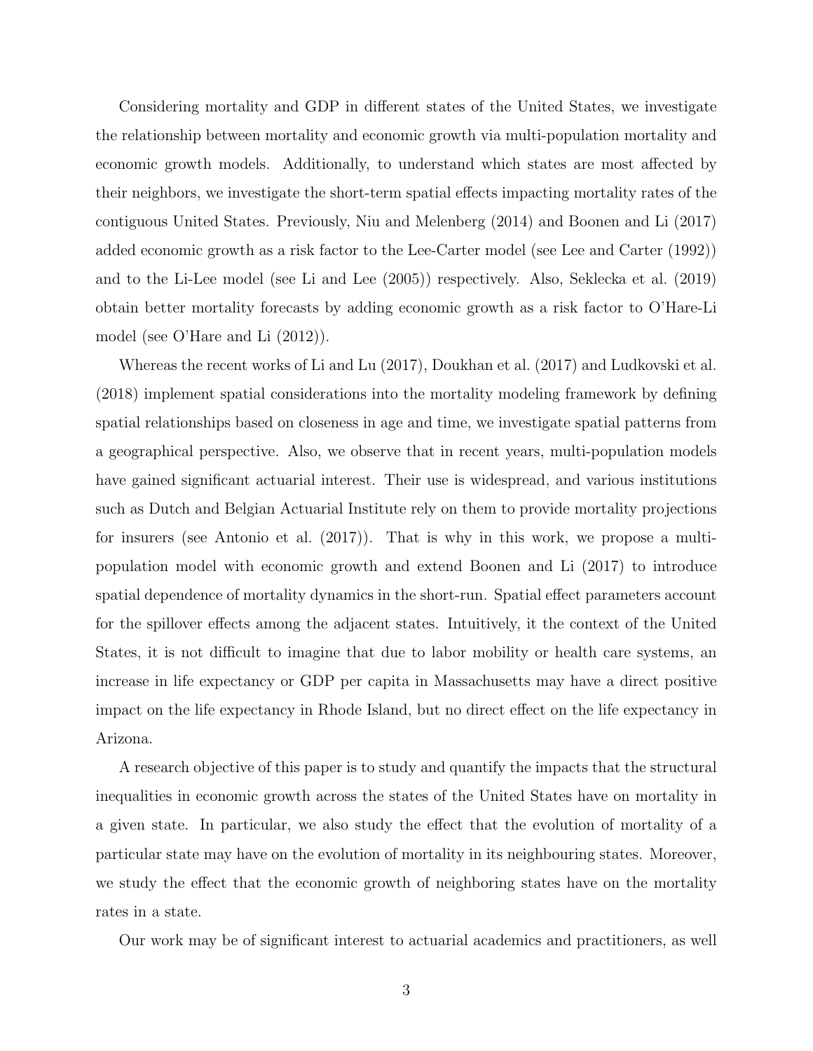Considering mortality and GDP in different states of the United States, we investigate the relationship between mortality and economic growth via multi-population mortality and economic growth models. Additionally, to understand which states are most affected by their neighbors, we investigate the short-term spatial effects impacting mortality rates of the contiguous United States. Previously, Niu and Melenberg (2014) and Boonen and Li (2017) added economic growth as a risk factor to the Lee-Carter model (see Lee and Carter (1992)) and to the Li-Lee model (see Li and Lee (2005)) respectively. Also, Seklecka et al. (2019) obtain better mortality forecasts by adding economic growth as a risk factor to O'Hare-Li model (see O'Hare and Li (2012)).

Whereas the recent works of Li and Lu (2017), Doukhan et al. (2017) and Ludkovski et al. (2018) implement spatial considerations into the mortality modeling framework by defining spatial relationships based on closeness in age and time, we investigate spatial patterns from a geographical perspective. Also, we observe that in recent years, multi-population models have gained significant actuarial interest. Their use is widespread, and various institutions such as Dutch and Belgian Actuarial Institute rely on them to provide mortality projections for insurers (see Antonio et al. (2017)). That is why in this work, we propose a multi-population model with economic growth and extend Boonen and Li (2017) to introduce spatial dependence of mortality dynamics in the short-run. Spatial effect parameters account for the spillover effects among the adjacent states. Intuitively, it the context of the United States, it is not difficult to imagine that due to labor mobility or health care systems, an increase in life expectancy or GDP per capita in Massachusetts may have a direct positive impact on the life expectancy in Rhode Island, but no direct effect on the life expectancy in Arizona.

A research objective of this paper is to study and quantify the impacts that the structural inequalities in economic growth across the states of the United States have on mortality in a given state. In particular, we also study the effect that the evolution of mortality of a particular state may have on the evolution of mortality in its neighbouring states. Moreover, we study the effect that the economic growth of neighboring states have on the mortality rates in a state.

Our work may be of significant interest to actuarial academics and practitioners, as well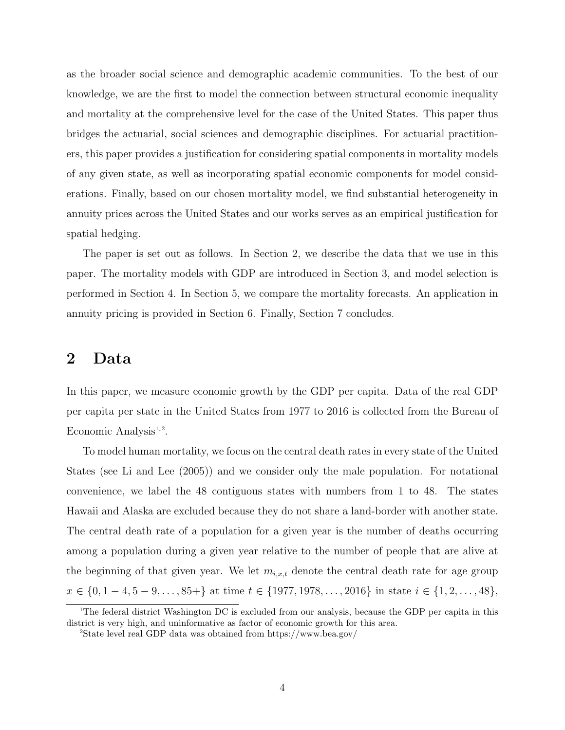as the broader social science and demographic academic communities. To the best of our knowledge, we are the first to model the connection between structural economic inequality and mortality at the comprehensive level for the case of the United States. This paper thus bridges the actuarial, social sciences and demographic disciplines. For actuarial practitioners, this paper provides a justification for considering spatial components in mortality models of any given state, as well as incorporating spatial economic components for model considerations. Finally, based on our chosen mortality model, we find substantial heterogeneity in annuity prices across the United States and our works serves as an empirical justification for spatial hedging.

The paper is set out as follows. In Section 2, we describe the data that we use in this paper. The mortality models with GDP are introduced in Section 3, and model selection is performed in Section 4. In Section 5, we compare the mortality forecasts. An application in annuity pricing is provided in Section 6. Finally, Section 7 concludes.

## 2 Data

In this paper, we measure economic growth by the GDP per capita. Data of the real GDP per capita per state in the United States from 1977 to 2016 is collected from the Bureau of Economic Analysis[1,2].

To model human mortality, we focus on the central death rates in every state of the United States (see Li and Lee (2005)) and we consider only the male population. For notational convenience, we label the 48 contiguous states with numbers from 1 to 48. The states Hawaii and Alaska are excluded because they do not share a land-border with another state. The central death rate of a population for a given year is the number of deaths occurring among a population during a given year relative to the number of people that are alive at the beginning of that given year. We let $m_{i,x,t}$ denote the central death rate for age group $x \in \{0, 1-4, 5-9, \ldots, 85+\}$ at time $t \in \{1977, 1978, \ldots, 2016\}$ in state $i \in \{1, 2, \ldots, 48\}$,

[1]The federal district Washington DC is excluded from our analysis, because the GDP per capita in this district is very high, and uninformative as factor of economic growth for this area.

[2]State level real GDP data was obtained from https://www.bea.gov/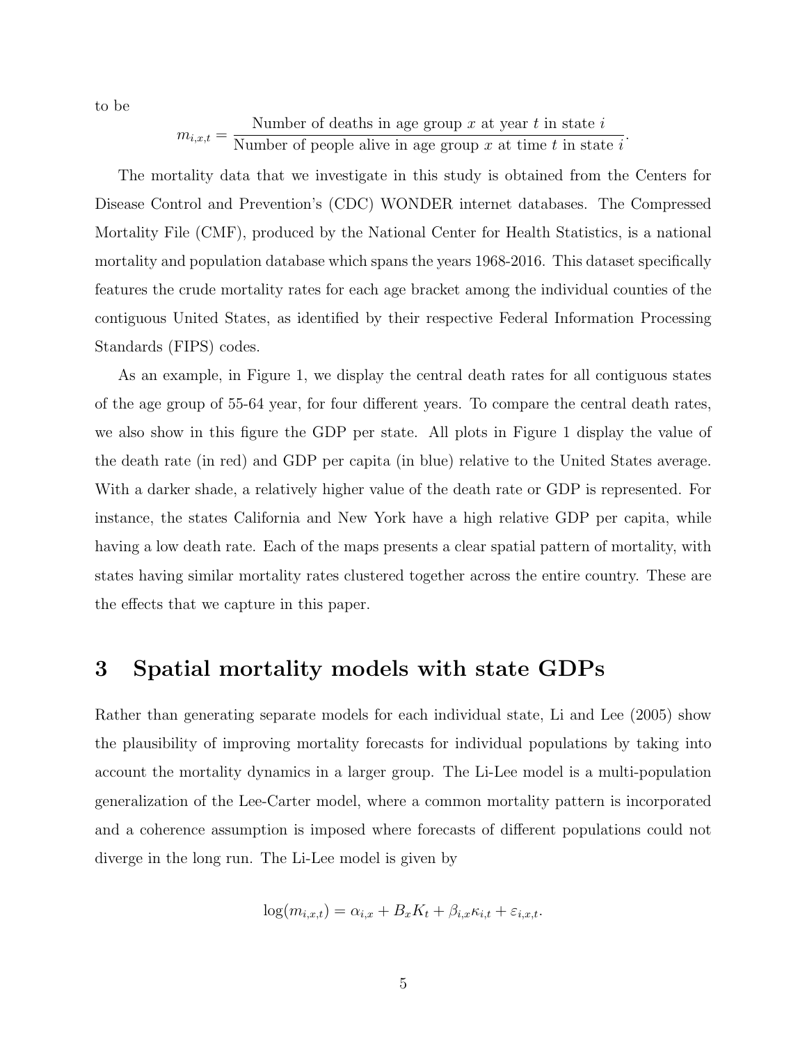to be

$$m_{i,x,t} = \frac{\text{Number of deaths in age group } x \text{ at year } t \text{ in state } i}{\text{Number of people alive in age group } x \text{ at time } t \text{ in state } i}.$$

The mortality data that we investigate in this study is obtained from the Centers for Disease Control and Prevention's (CDC) WONDER internet databases. The Compressed Mortality File (CMF), produced by the National Center for Health Statistics, is a national mortality and population database which spans the years 1968-2016. This dataset specifically features the crude mortality rates for each age bracket among the individual counties of the contiguous United States, as identified by their respective Federal Information Processing Standards (FIPS) codes.

As an example, in Figure 1, we display the central death rates for all contiguous states of the age group of 55-64 year, for four different years. To compare the central death rates, we also show in this figure the GDP per state. All plots in Figure 1 display the value of the death rate (in red) and GDP per capita (in blue) relative to the United States average. With a darker shade, a relatively higher value of the death rate or GDP is represented. For instance, the states California and New York have a high relative GDP per capita, while having a low death rate. Each of the maps presents a clear spatial pattern of mortality, with states having similar mortality rates clustered together across the entire country. These are the effects that we capture in this paper.

# 3 Spatial mortality models with state GDPs

Rather than generating separate models for each individual state, Li and Lee (2005) show the plausibility of improving mortality forecasts for individual populations by taking into account the mortality dynamics in a larger group. The Li-Lee model is a multi-population generalization of the Lee-Carter model, where a common mortality pattern is incorporated and a coherence assumption is imposed where forecasts of different populations could not diverge in the long run. The Li-Lee model is given by

$$\log(m_{i,x,t}) = \alpha_{i,x} + B_x K_t + \beta_{i,x}\kappa_{i,t} + \varepsilon_{i,x,t}.$$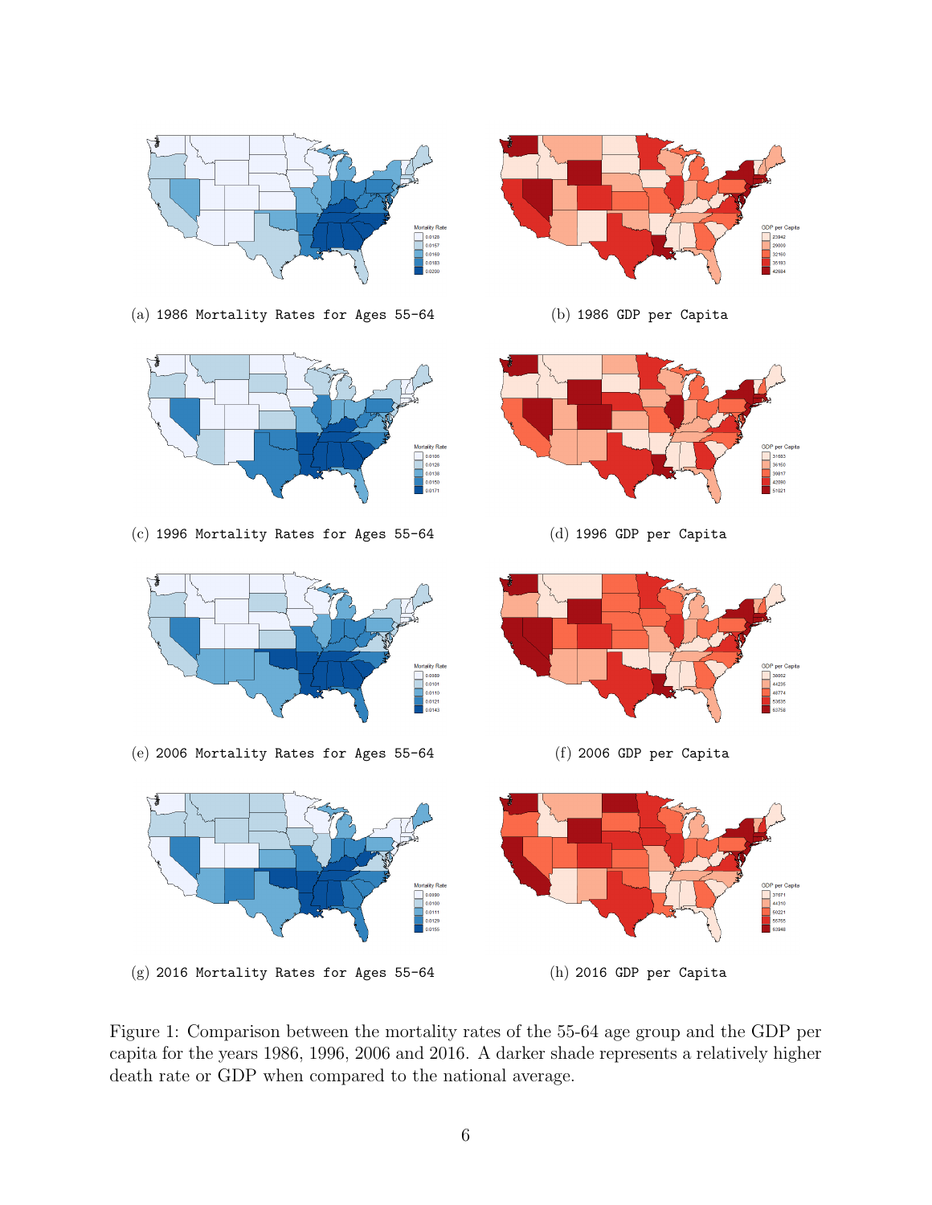(a) 1986 Mortality Rates for Ages 55-64

(b) 1986 GDP per Capita

(c) 1996 Mortality Rates for Ages 55-64

(d) 1996 GDP per Capita

(e) 2006 Mortality Rates for Ages 55-64

(f) 2006 GDP per Capita

(g) 2016 Mortality Rates for Ages 55-64

(h) 2016 GDP per Capita

Figure 1: Comparison between the mortality rates of the 55-64 age group and the GDP per capita for the years 1986, 1996, 2006 and 2016. A darker shade represents a relatively higher death rate or GDP when compared to the national average.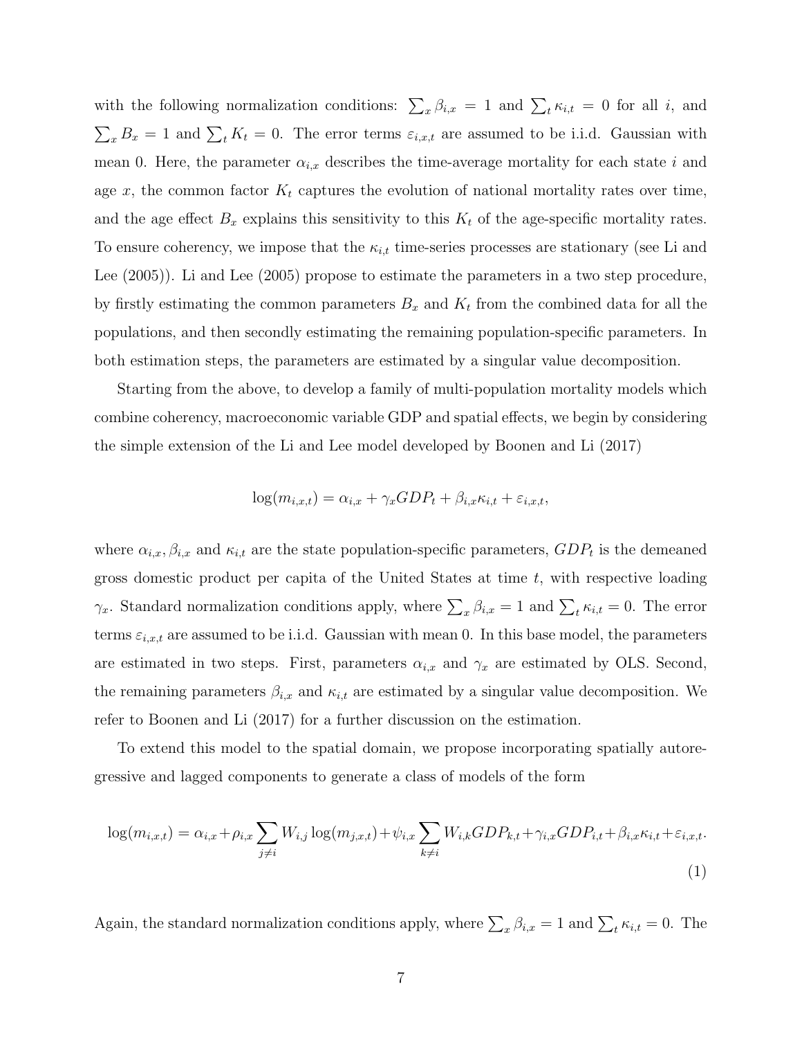with the following normalization conditions: $\sum_x \beta_{i,x} = 1$ and $\sum_t \kappa_{i,t} = 0$ for all $i$, and $\sum_x B_x = 1$ and $\sum_t K_t = 0$. The error terms $\varepsilon_{i,x,t}$ are assumed to be i.i.d. Gaussian with mean 0. Here, the parameter $\alpha_{i,x}$ describes the time-average mortality for each state $i$ and age $x$, the common factor $K_t$ captures the evolution of national mortality rates over time, and the age effect $B_x$ explains this sensitivity to this $K_t$ of the age-specific mortality rates. To ensure coherency, we impose that the $\kappa_{i,t}$ time-series processes are stationary (see Li and Lee (2005)). Li and Lee (2005) propose to estimate the parameters in a two step procedure, by firstly estimating the common parameters $B_x$ and $K_t$ from the combined data for all the populations, and then secondly estimating the remaining population-specific parameters. In both estimation steps, the parameters are estimated by a singular value decomposition.

Starting from the above, to develop a family of multi-population mortality models which combine coherency, macroeconomic variable GDP and spatial effects, we begin by considering the simple extension of the Li and Lee model developed by Boonen and Li (2017)

$$\log(m_{i,x,t}) = \alpha_{i,x} + \gamma_x GDP_t + \beta_{i,x}\kappa_{i,t} + \varepsilon_{i,x,t},$$

where $\alpha_{i,x}, \beta_{i,x}$ and $\kappa_{i,t}$ are the state population-specific parameters, $GDP_t$ is the demeaned gross domestic product per capita of the United States at time $t$, with respective loading $\gamma_x$. Standard normalization conditions apply, where $\sum_x \beta_{i,x} = 1$ and $\sum_t \kappa_{i,t} = 0$. The error terms $\varepsilon_{i,x,t}$ are assumed to be i.i.d. Gaussian with mean 0. In this base model, the parameters are estimated in two steps. First, parameters $\alpha_{i,x}$ and $\gamma_x$ are estimated by OLS. Second, the remaining parameters $\beta_{i,x}$ and $\kappa_{i,t}$ are estimated by a singular value decomposition. We refer to Boonen and Li (2017) for a further discussion on the estimation.

To extend this model to the spatial domain, we propose incorporating spatially autoregressive and lagged components to generate a class of models of the form

$$\log(m_{i,x,t}) = \alpha_{i,x} + \rho_{i,x}\sum_{j\neq i} W_{i,j}\log(m_{j,x,t}) + \psi_{i,x}\sum_{k\neq i} W_{i,k}GDP_{k,t} + \gamma_{i,x}GDP_{i,t} + \beta_{i,x}\kappa_{i,t} + \varepsilon_{i,x,t}. \tag{1}$$

Again, the standard normalization conditions apply, where $\sum_x \beta_{i,x} = 1$ and $\sum_t \kappa_{i,t} = 0$. The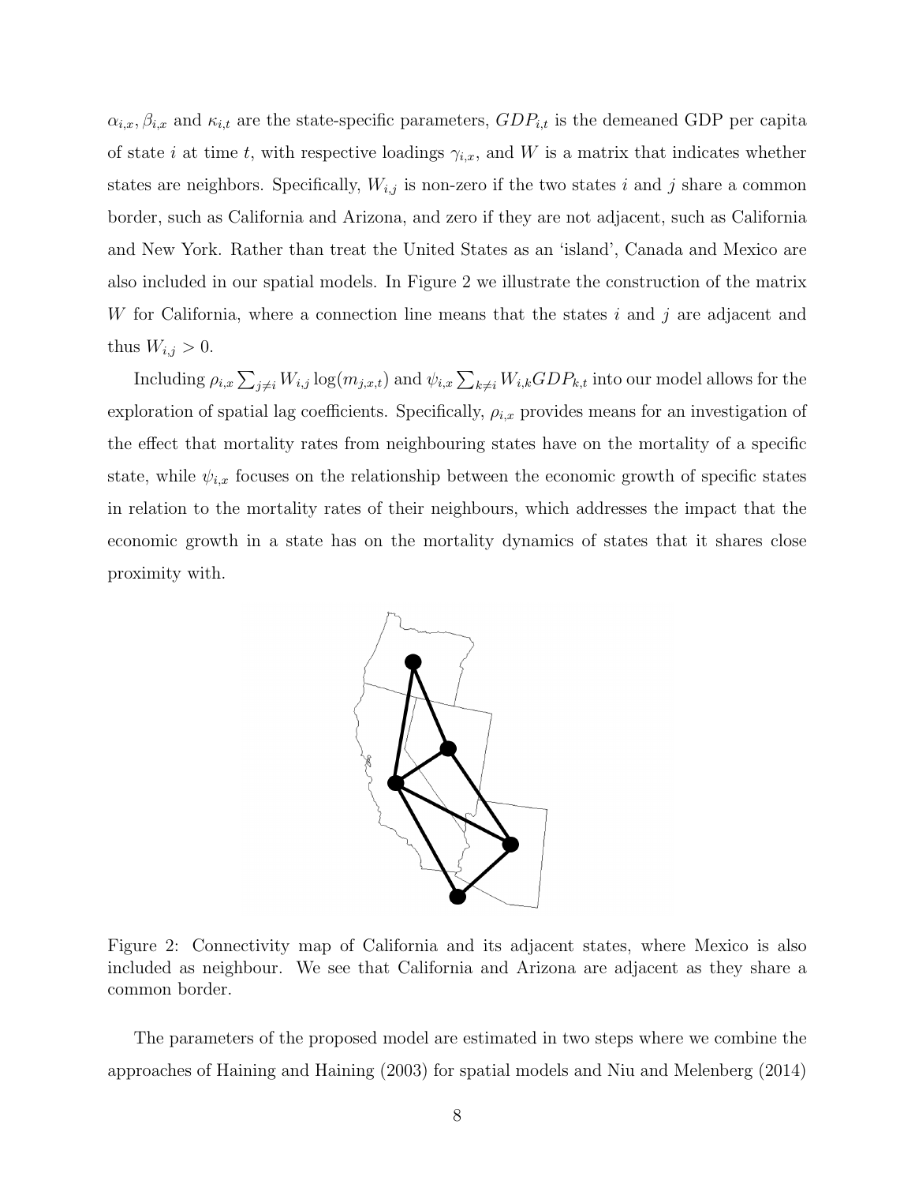$\alpha_{i,x}, \beta_{i,x}$ and $\kappa_{i,t}$ are the state-specific parameters, $GDP_{i,t}$ is the demeaned GDP per capita of state $i$ at time $t$, with respective loadings $\gamma_{i,x}$, and $W$ is a matrix that indicates whether states are neighbors. Specifically, $W_{i,j}$ is non-zero if the two states $i$ and $j$ share a common border, such as California and Arizona, and zero if they are not adjacent, such as California and New York. Rather than treat the United States as an 'island', Canada and Mexico are also included in our spatial models. In Figure 2 we illustrate the construction of the matrix $W$ for California, where a connection line means that the states $i$ and $j$ are adjacent and thus $W_{i,j} > 0$.

Including $\rho_{i,x} \sum_{j \neq i} W_{i,j} \log(m_{j,x,t})$ and $\psi_{i,x} \sum_{k \neq i} W_{i,k} GDP_{k,t}$ into our model allows for the exploration of spatial lag coefficients. Specifically, $\rho_{i,x}$ provides means for an investigation of the effect that mortality rates from neighbouring states have on the mortality of a specific state, while $\psi_{i,x}$ focuses on the relationship between the economic growth of specific states in relation to the mortality rates of their neighbours, which addresses the impact that the economic growth in a state has on the mortality dynamics of states that it shares close proximity with.

Figure 2: Connectivity map of California and its adjacent states, where Mexico is also included as neighbour. We see that California and Arizona are adjacent as they share a common border.

The parameters of the proposed model are estimated in two steps where we combine the approaches of Haining and Haining (2003) for spatial models and Niu and Melenberg (2014)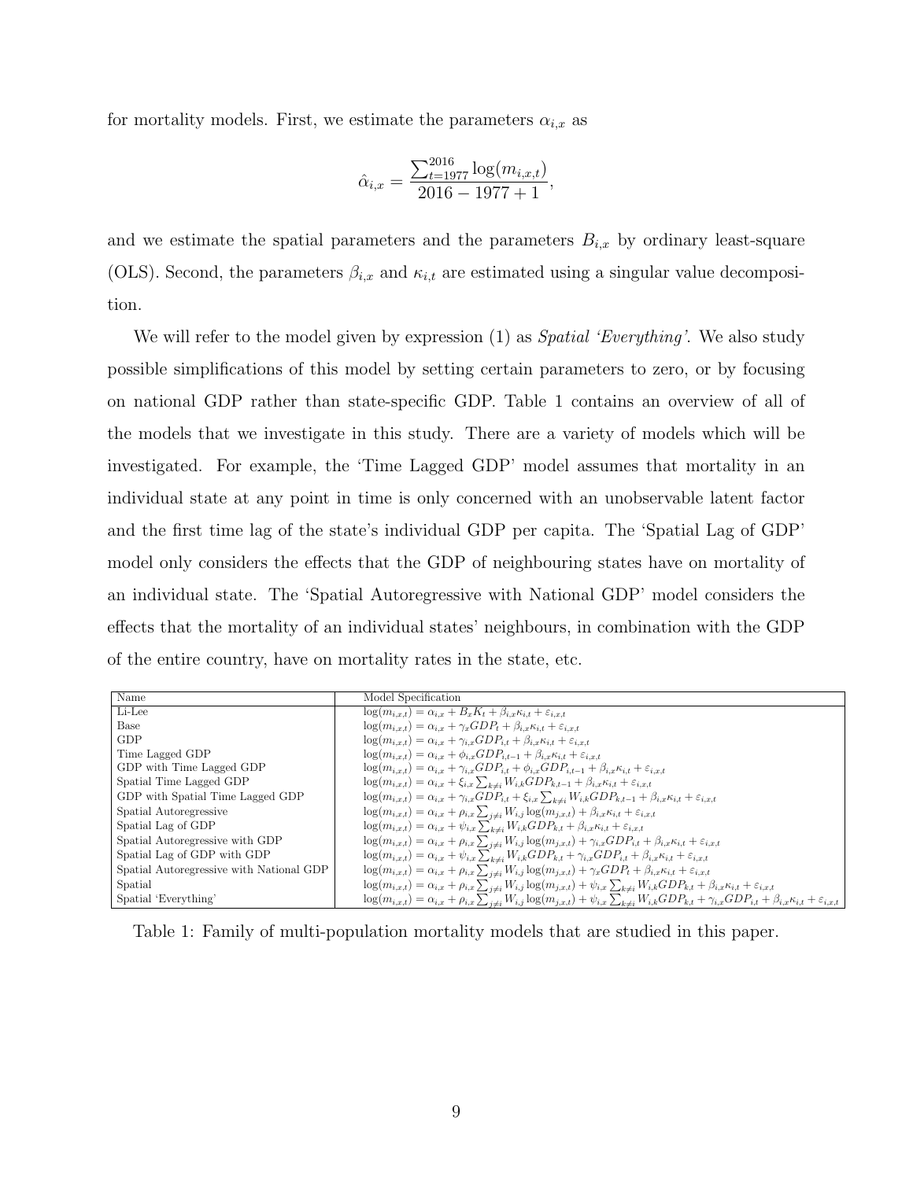for mortality models. First, we estimate the parameters $\alpha_{i,x}$ as

$$\hat{\alpha}_{i,x} = \frac{\sum_{t=1977}^{2016} \log(m_{i,x,t})}{2016 - 1977 + 1},$$

and we estimate the spatial parameters and the parameters $B_{i,x}$ by ordinary least-square (OLS). Second, the parameters $\beta_{i,x}$ and $\kappa_{i,t}$ are estimated using a singular value decomposition.

We will refer to the model given by expression (1) as *Spatial 'Everything'*. We also study possible simplifications of this model by setting certain parameters to zero, or by focusing on national GDP rather than state-specific GDP. Table 1 contains an overview of all of the models that we investigate in this study. There are a variety of models which will be investigated. For example, the 'Time Lagged GDP' model assumes that mortality in an individual state at any point in time is only concerned with an unobservable latent factor and the first time lag of the state's individual GDP per capita. The 'Spatial Lag of GDP' model only considers the effects that the GDP of neighbouring states have on mortality of an individual state. The 'Spatial Autoregressive with National GDP' model considers the effects that the mortality of an individual states' neighbours, in combination with the GDP of the entire country, have on mortality rates in the state, etc.

| Name | Model Specification |
|---|---|
| Li-Lee | $\log(m_{i,x,t}) = \alpha_{i,x} + B_x K_t + \beta_{i,x}\kappa_{i,t} + \varepsilon_{i,x,t}$ |
| Base | $\log(m_{i,x,t}) = \alpha_{i,x} + \gamma_x GDP_t + \beta_{i,x}\kappa_{i,t} + \varepsilon_{i,x,t}$ |
| GDP | $\log(m_{i,x,t}) = \alpha_{i,x} + \gamma_{i,x} GDP_{i,t} + \beta_{i,x}\kappa_{i,t} + \varepsilon_{i,x,t}$ |
| Time Lagged GDP | $\log(m_{i,x,t}) = \alpha_{i,x} + \phi_{i,x} GDP_{i,t-1} + \beta_{i,x}\kappa_{i,t} + \varepsilon_{i,x,t}$ |
| GDP with Time Lagged GDP | $\log(m_{i,x,t}) = \alpha_{i,x} + \gamma_{i,x} GDP_{i,t} + \phi_{i,x} GDP_{i,t-1} + \beta_{i,x}\kappa_{i,t} + \varepsilon_{i,x,t}$ |
| Spatial Time Lagged GDP | $\log(m_{i,x,t}) = \alpha_{i,x} + \xi_{i,x} \sum_{k\neq i} W_{i,k} GDP_{k,t-1} + \beta_{i,x}\kappa_{i,t} + \varepsilon_{i,x,t}$ |
| GDP with Spatial Time Lagged GDP | $\log(m_{i,x,t}) = \alpha_{i,x} + \gamma_{i,x} GDP_{i,t} + \xi_{i,x} \sum_{k\neq i} W_{i,k} GDP_{k,t-1} + \beta_{i,x}\kappa_{i,t} + \varepsilon_{i,x,t}$ |
| Spatial Autoregressive | $\log(m_{i,x,t}) = \alpha_{i,x} + \rho_{i,x} \sum_{j\neq i} W_{i,j} \log(m_{j,x,t}) + \beta_{i,x}\kappa_{i,t} + \varepsilon_{i,x,t}$ |
| Spatial Lag of GDP | $\log(m_{i,x,t}) = \alpha_{i,x} + \psi_{i,x} \sum_{k\neq i} W_{i,k} GDP_{k,t} + \beta_{i,x}\kappa_{i,t} + \varepsilon_{i,x,t}$ |
| Spatial Autoregressive with GDP | $\log(m_{i,x,t}) = \alpha_{i,x} + \rho_{i,x} \sum_{j\neq i} W_{i,j} \log(m_{j,x,t}) + \gamma_{i,x} GDP_{i,t} + \beta_{i,x}\kappa_{i,t} + \varepsilon_{i,x,t}$ |
| Spatial Lag of GDP with GDP | $\log(m_{i,x,t}) = \alpha_{i,x} + \psi_{i,x} \sum_{k\neq i} W_{i,k} GDP_{k,t} + \gamma_{i,x} GDP_{i,t} + \beta_{i,x}\kappa_{i,t} + \varepsilon_{i,x,t}$ |
| Spatial Autoregressive with National GDP | $\log(m_{i,x,t}) = \alpha_{i,x} + \rho_{i,x} \sum_{j\neq i} W_{i,j} \log(m_{j,x,t}) + \gamma_x GDP_t + \beta_{i,x}\kappa_{i,t} + \varepsilon_{i,x,t}$ |
| Spatial | $\log(m_{i,x,t}) = \alpha_{i,x} + \rho_{i,x} \sum_{j\neq i} W_{i,j} \log(m_{j,x,t}) + \psi_{i,x} \sum_{k\neq i} W_{i,k} GDP_{k,t} + \beta_{i,x}\kappa_{i,t} + \varepsilon_{i,x,t}$ |
| Spatial 'Everything' | $\log(m_{i,x,t}) = \alpha_{i,x} + \rho_{i,x} \sum_{j\neq i} W_{i,j} \log(m_{j,x,t}) + \psi_{i,x} \sum_{k\neq i} W_{i,k} GDP_{k,t} + \gamma_{i,x} GDP_{i,t} + \beta_{i,x}\kappa_{i,t} + \varepsilon_{i,x,t}$ |

Table 1: Family of multi-population mortality models that are studied in this paper.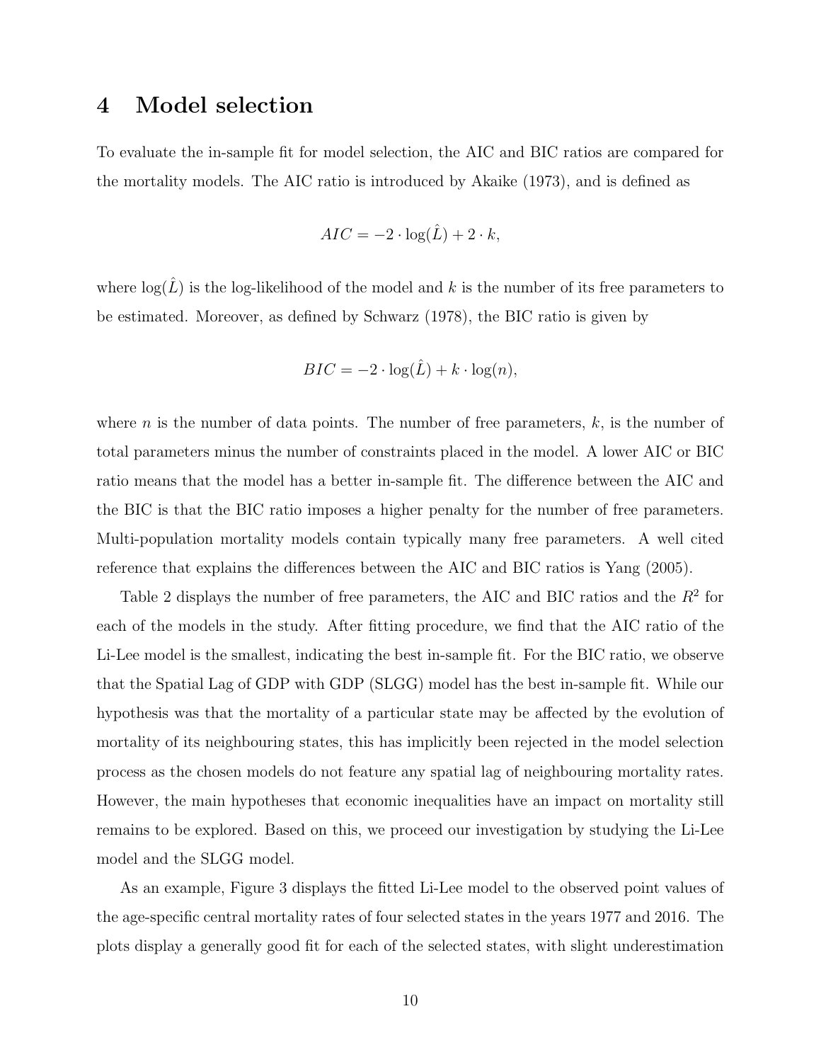# 4 Model selection

To evaluate the in-sample fit for model selection, the AIC and BIC ratios are compared for the mortality models. The AIC ratio is introduced by Akaike (1973), and is defined as

$$AIC = -2 \cdot \log(\hat{L}) + 2 \cdot k,$$

where $\log(\hat{L})$ is the log-likelihood of the model and $k$ is the number of its free parameters to be estimated. Moreover, as defined by Schwarz (1978), the BIC ratio is given by

$$BIC = -2 \cdot \log(\hat{L}) + k \cdot \log(n),$$

where $n$ is the number of data points. The number of free parameters, $k$, is the number of total parameters minus the number of constraints placed in the model. A lower AIC or BIC ratio means that the model has a better in-sample fit. The difference between the AIC and the BIC is that the BIC ratio imposes a higher penalty for the number of free parameters. Multi-population mortality models contain typically many free parameters. A well cited reference that explains the differences between the AIC and BIC ratios is Yang (2005).

Table 2 displays the number of free parameters, the AIC and BIC ratios and the $R^2$ for each of the models in the study. After fitting procedure, we find that the AIC ratio of the Li-Lee model is the smallest, indicating the best in-sample fit. For the BIC ratio, we observe that the Spatial Lag of GDP with GDP (SLGG) model has the best in-sample fit. While our hypothesis was that the mortality of a particular state may be affected by the evolution of mortality of its neighbouring states, this has implicitly been rejected in the model selection process as the chosen models do not feature any spatial lag of neighbouring mortality rates. However, the main hypotheses that economic inequalities have an impact on mortality still remains to be explored. Based on this, we proceed our investigation by studying the Li-Lee model and the SLGG model.

As an example, Figure 3 displays the fitted Li-Lee model to the observed point values of the age-specific central mortality rates of four selected states in the years 1977 and 2016. The plots display a generally good fit for each of the selected states, with slight underestimation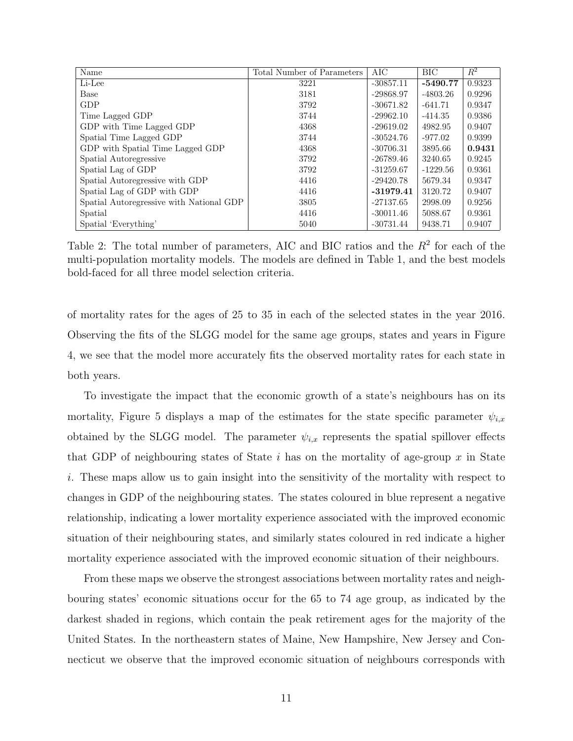| Name | Total Number of Parameters | AIC | BIC | $R^2$ |
|---|---|---|---|---|
| Li-Lee | 3221 | -30857.11 | **-5490.77** | 0.9323 |
| Base | 3181 | -29868.97 | -4803.26 | 0.9296 |
| GDP | 3792 | -30671.82 | -641.71 | 0.9347 |
| Time Lagged GDP | 3744 | -29962.10 | -414.35 | 0.9386 |
| GDP with Time Lagged GDP | 4368 | -29619.02 | 4982.95 | 0.9407 |
| Spatial Time Lagged GDP | 3744 | -30524.76 | -977.02 | 0.9399 |
| GDP with Spatial Time Lagged GDP | 4368 | -30706.31 | 3895.66 | **0.9431** |
| Spatial Autoregressive | 3792 | -26789.46 | 3240.65 | 0.9245 |
| Spatial Lag of GDP | 3792 | -31259.67 | -1229.56 | 0.9361 |
| Spatial Autoregressive with GDP | 4416 | -29420.78 | 5679.34 | 0.9347 |
| Spatial Lag of GDP with GDP | 4416 | **-31979.41** | 3120.72 | 0.9407 |
| Spatial Autoregressive with National GDP | 3805 | -27137.65 | 2998.09 | 0.9256 |
| Spatial | 4416 | -30011.46 | 5088.67 | 0.9361 |
| Spatial 'Everything' | 5040 | -30731.44 | 9438.71 | 0.9407 |

Table 2: The total number of parameters, AIC and BIC ratios and the $R^2$ for each of the multi-population mortality models. The models are defined in Table 1, and the best models bold-faced for all three model selection criteria.

of mortality rates for the ages of 25 to 35 in each of the selected states in the year 2016. Observing the fits of the SLGG model for the same age groups, states and years in Figure 4, we see that the model more accurately fits the observed mortality rates for each state in both years.

To investigate the impact that the economic growth of a state's neighbours has on its mortality, Figure 5 displays a map of the estimates for the state specific parameter $\psi_{i,x}$ obtained by the SLGG model. The parameter $\psi_{i,x}$ represents the spatial spillover effects that GDP of neighbouring states of State $i$ has on the mortality of age-group $x$ in State $i$. These maps allow us to gain insight into the sensitivity of the mortality with respect to changes in GDP of the neighbouring states. The states coloured in blue represent a negative relationship, indicating a lower mortality experience associated with the improved economic situation of their neighbouring states, and similarly states coloured in red indicate a higher mortality experience associated with the improved economic situation of their neighbours.

From these maps we observe the strongest associations between mortality rates and neighbouring states' economic situations occur for the 65 to 74 age group, as indicated by the darkest shaded in regions, which contain the peak retirement ages for the majority of the United States. In the northeastern states of Maine, New Hampshire, New Jersey and Connecticut we observe that the improved economic situation of neighbours corresponds with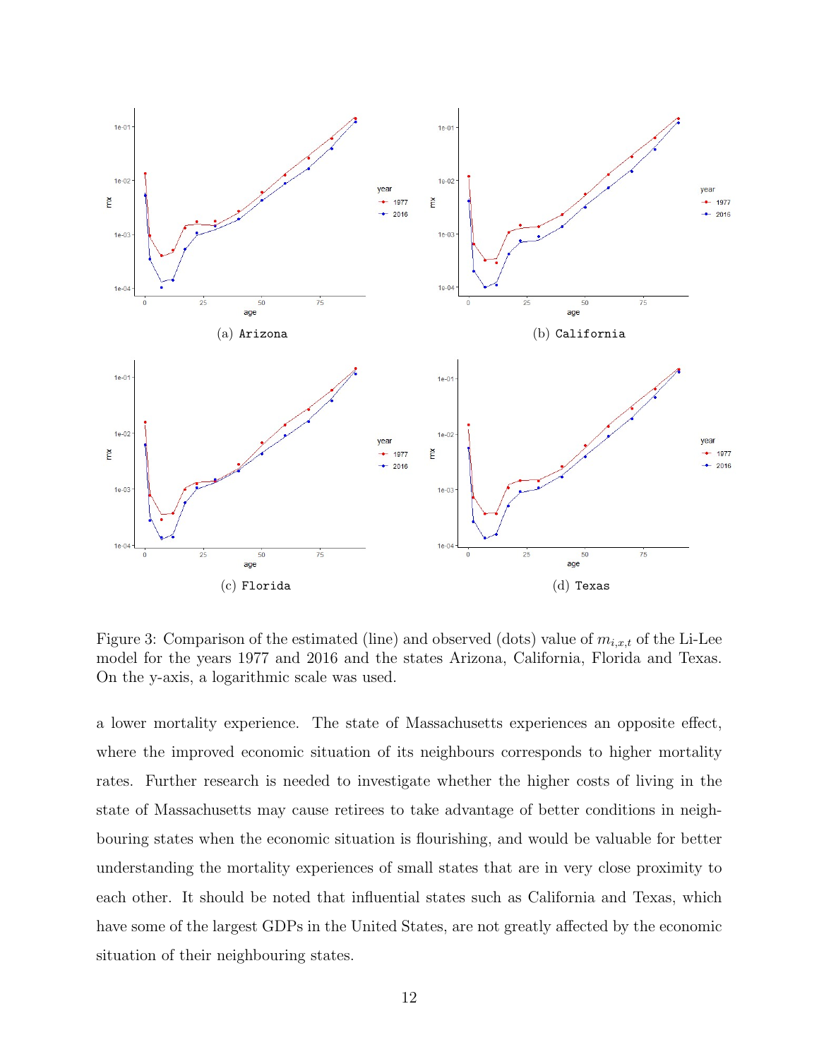(a) Arizona

(b) California

(c) Florida

(d) Texas

Figure 3: Comparison of the estimated (line) and observed (dots) value of $m_{i,x,t}$ of the Li-Lee model for the years 1977 and 2016 and the states Arizona, California, Florida and Texas. On the y-axis, a logarithmic scale was used.

a lower mortality experience. The state of Massachusetts experiences an opposite effect, where the improved economic situation of its neighbours corresponds to higher mortality rates. Further research is needed to investigate whether the higher costs of living in the state of Massachusetts may cause retirees to take advantage of better conditions in neighbouring states when the economic situation is flourishing, and would be valuable for better understanding the mortality experiences of small states that are in very close proximity to each other. It should be noted that influential states such as California and Texas, which have some of the largest GDPs in the United States, are not greatly affected by the economic situation of their neighbouring states.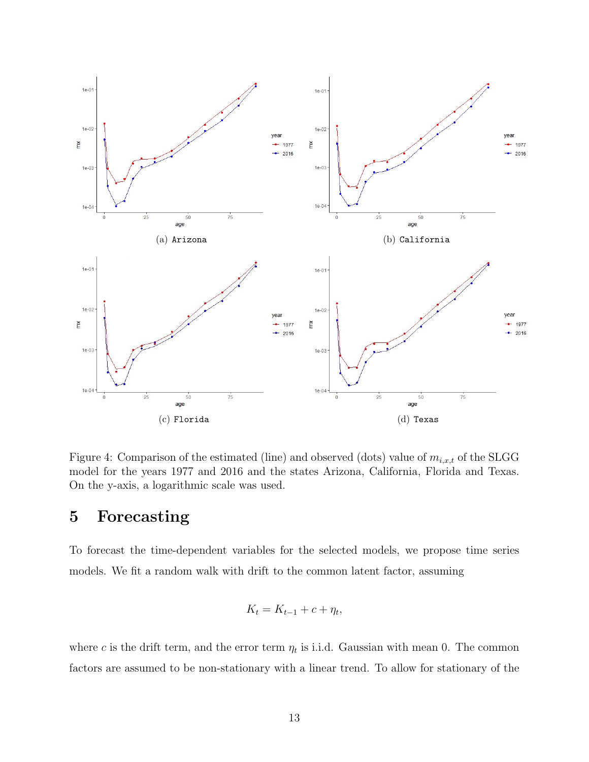(a) Arizona

(b) California

(c) Florida

(d) Texas

Figure 4: Comparison of the estimated (line) and observed (dots) value of $m_{i,x,t}$ of the SLGG model for the years 1977 and 2016 and the states Arizona, California, Florida and Texas. On the y-axis, a logarithmic scale was used.

# 5 Forecasting

To forecast the time-dependent variables for the selected models, we propose time series models. We fit a random walk with drift to the common latent factor, assuming

$$K_t = K_{t-1} + c + \eta_t,$$

where $c$ is the drift term, and the error term $\eta_t$ is i.i.d. Gaussian with mean 0. The common factors are assumed to be non-stationary with a linear trend. To allow for stationary of the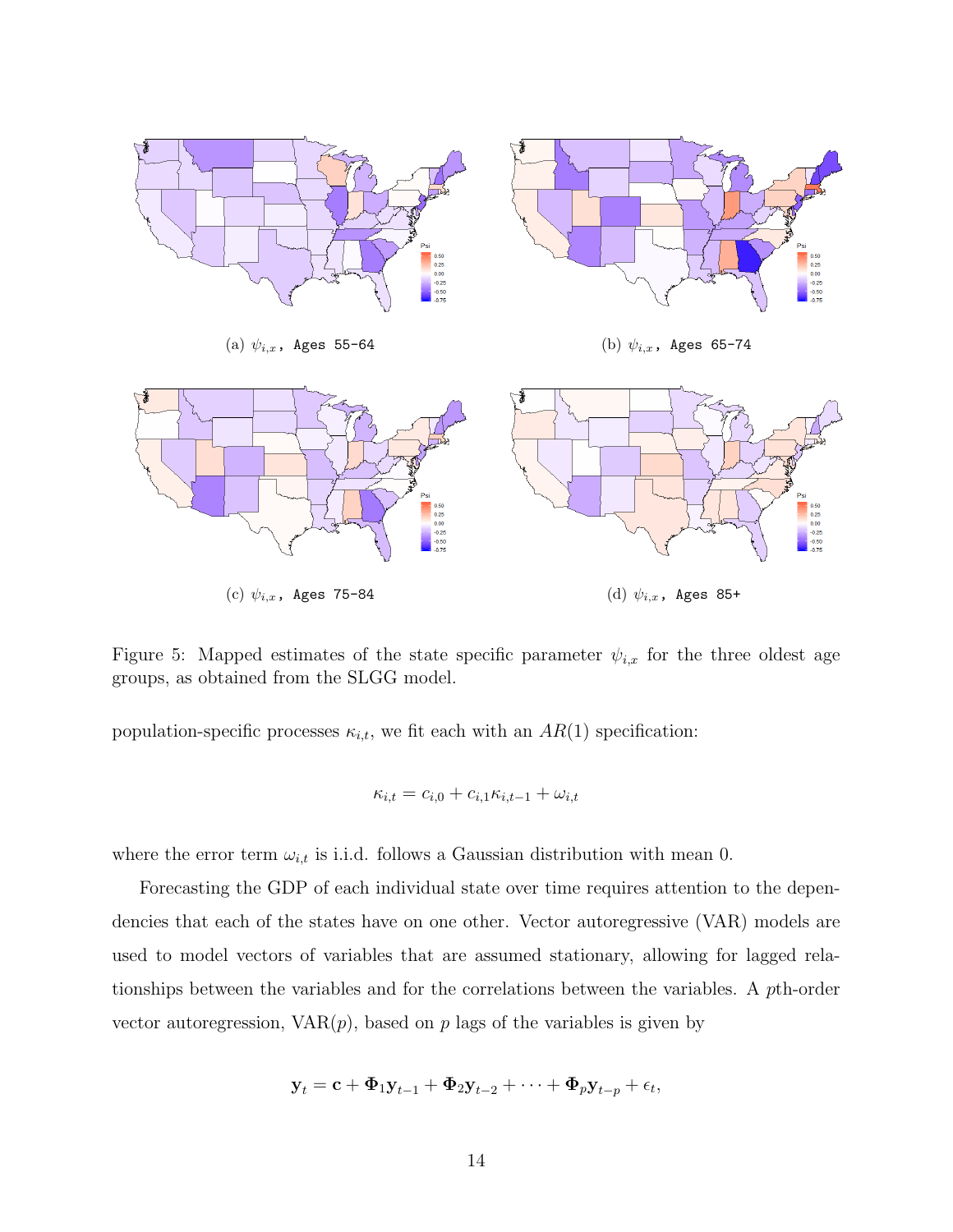(a) $\psi_{i,x}$, Ages 55-64

(b) $\psi_{i,x}$, Ages 65-74

(c) $\psi_{i,x}$, Ages 75-84

(d) $\psi_{i,x}$, Ages 85+

Figure 5: Mapped estimates of the state specific parameter $\psi_{i,x}$ for the three oldest age groups, as obtained from the SLGG model.

population-specific processes $\kappa_{i,t}$, we fit each with an $AR(1)$ specification:

$$\kappa_{i,t} = c_{i,0} + c_{i,1}\kappa_{i,t-1} + \omega_{i,t}$$

where the error term $\omega_{i,t}$ is i.i.d. follows a Gaussian distribution with mean 0.

Forecasting the GDP of each individual state over time requires attention to the dependencies that each of the states have on one other. Vector autoregressive (VAR) models are used to model vectors of variables that are assumed stationary, allowing for lagged relationships between the variables and for the correlations between the variables. A $p$th-order vector autoregression, VAR($p$), based on $p$ lags of the variables is given by

$$\mathbf{y}_t = \mathbf{c} + \mathbf{\Phi}_1 \mathbf{y}_{t-1} + \mathbf{\Phi}_2 \mathbf{y}_{t-2} + \cdots + \mathbf{\Phi}_p \mathbf{y}_{t-p} + \epsilon_t,$$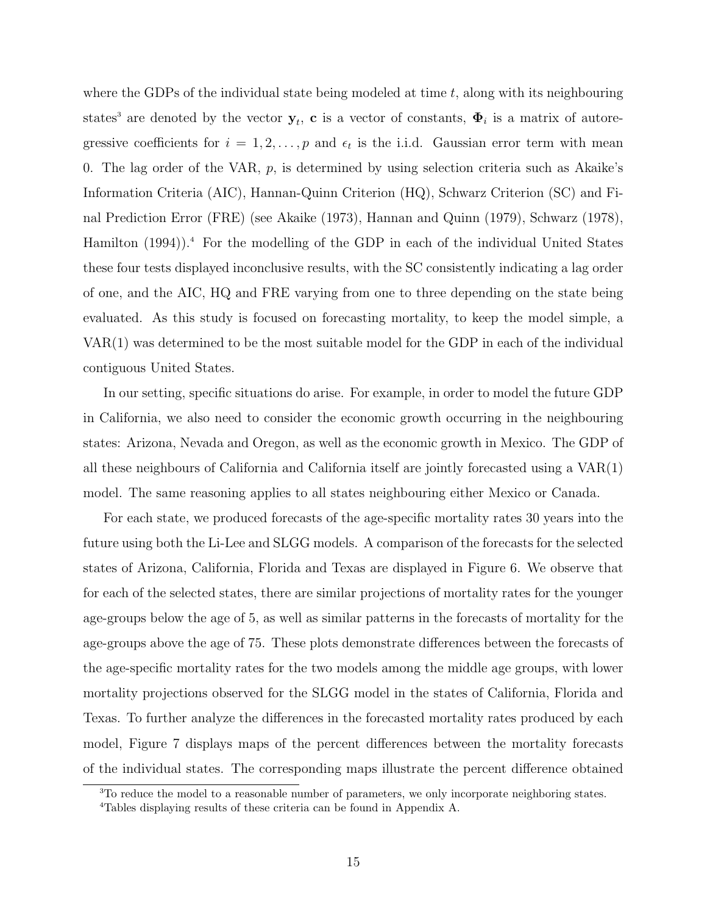where the GDPs of the individual state being modeled at time $t$, along with its neighbouring states[3] are denoted by the vector $\mathbf{y}_t$, $\mathbf{c}$ is a vector of constants, $\mathbf{\Phi}_i$ is a matrix of autoregressive coefficients for $i = 1, 2, \ldots, p$ and $\epsilon_t$ is the i.i.d. Gaussian error term with mean 0. The lag order of the VAR, $p$, is determined by using selection criteria such as Akaike's Information Criteria (AIC), Hannan-Quinn Criterion (HQ), Schwarz Criterion (SC) and Final Prediction Error (FRE) (see Akaike (1973), Hannan and Quinn (1979), Schwarz (1978), Hamilton (1994)).[4] For the modelling of the GDP in each of the individual United States these four tests displayed inconclusive results, with the SC consistently indicating a lag order of one, and the AIC, HQ and FRE varying from one to three depending on the state being evaluated. As this study is focused on forecasting mortality, to keep the model simple, a VAR(1) was determined to be the most suitable model for the GDP in each of the individual contiguous United States.

In our setting, specific situations do arise. For example, in order to model the future GDP in California, we also need to consider the economic growth occurring in the neighbouring states: Arizona, Nevada and Oregon, as well as the economic growth in Mexico. The GDP of all these neighbours of California and California itself are jointly forecasted using a VAR(1) model. The same reasoning applies to all states neighbouring either Mexico or Canada.

For each state, we produced forecasts of the age-specific mortality rates 30 years into the future using both the Li-Lee and SLGG models. A comparison of the forecasts for the selected states of Arizona, California, Florida and Texas are displayed in Figure 6. We observe that for each of the selected states, there are similar projections of mortality rates for the younger age-groups below the age of 5, as well as similar patterns in the forecasts of mortality for the age-groups above the age of 75. These plots demonstrate differences between the forecasts of the age-specific mortality rates for the two models among the middle age groups, with lower mortality projections observed for the SLGG model in the states of California, Florida and Texas. To further analyze the differences in the forecasted mortality rates produced by each model, Figure 7 displays maps of the percent differences between the mortality forecasts of the individual states. The corresponding maps illustrate the percent difference obtained

[3]To reduce the model to a reasonable number of parameters, we only incorporate neighboring states.

[4]Tables displaying results of these criteria can be found in Appendix A.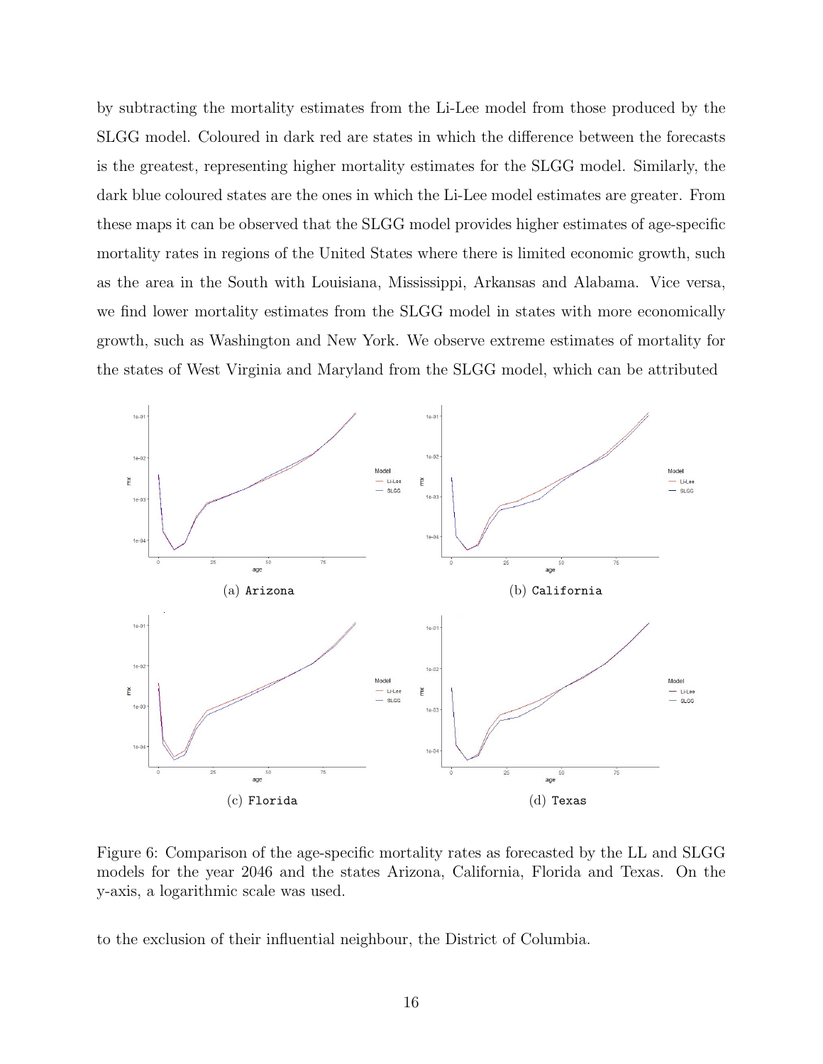by subtracting the mortality estimates from the Li-Lee model from those produced by the SLGG model. Coloured in dark red are states in which the difference between the forecasts is the greatest, representing higher mortality estimates for the SLGG model. Similarly, the dark blue coloured states are the ones in which the Li-Lee model estimates are greater. From these maps it can be observed that the SLGG model provides higher estimates of age-specific mortality rates in regions of the United States where there is limited economic growth, such as the area in the South with Louisiana, Mississippi, Arkansas and Alabama. Vice versa, we find lower mortality estimates from the SLGG model in states with more economically growth, such as Washington and New York. We observe extreme estimates of mortality for the states of West Virginia and Maryland from the SLGG model, which can be attributed

(a) Arizona

(b) California

(c) Florida

(d) Texas

Figure 6: Comparison of the age-specific mortality rates as forecasted by the LL and SLGG models for the year 2046 and the states Arizona, California, Florida and Texas. On the y-axis, a logarithmic scale was used.

to the exclusion of their influential neighbour, the District of Columbia.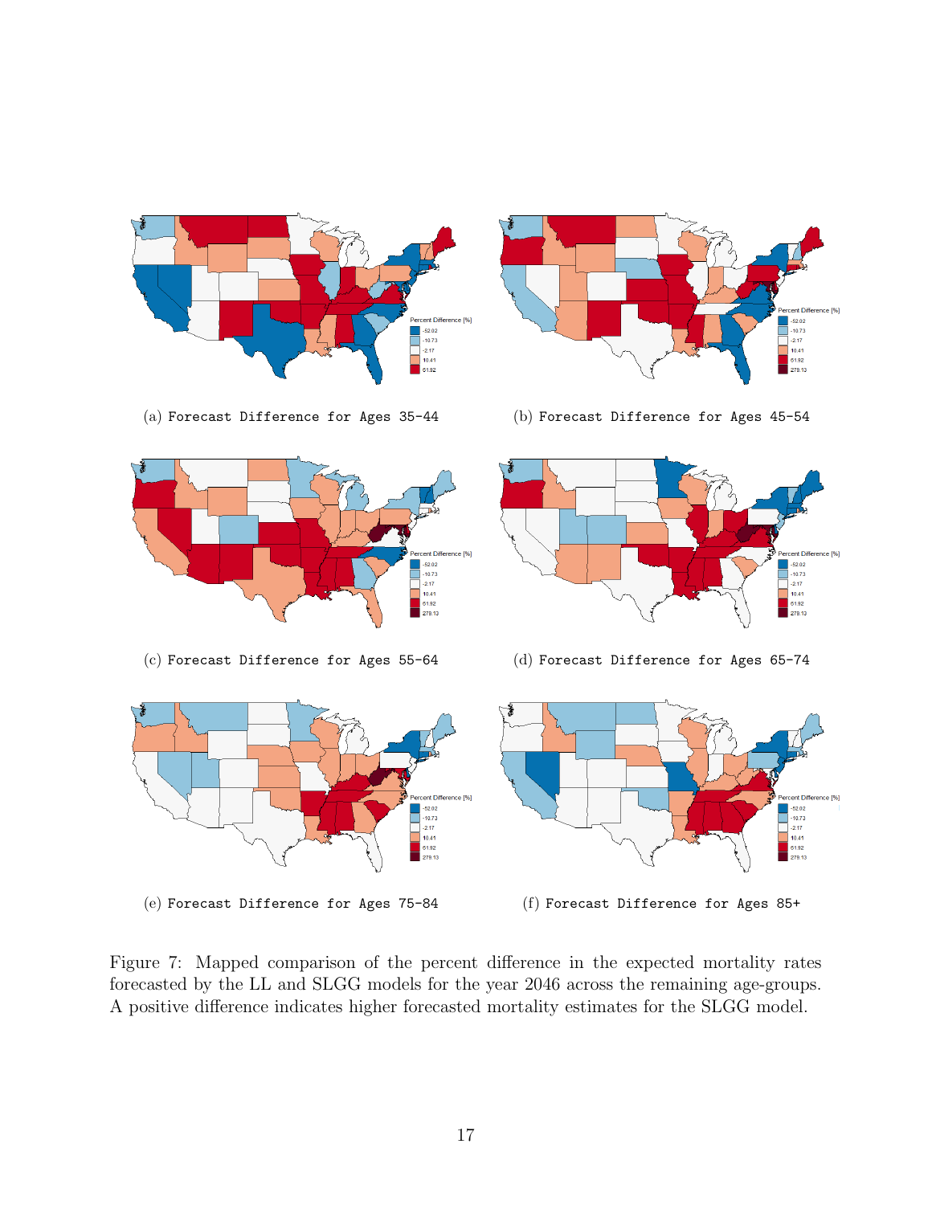(a) Forecast Difference for Ages 35-44

(b) Forecast Difference for Ages 45-54

(c) Forecast Difference for Ages 55-64

(d) Forecast Difference for Ages 65-74

(e) Forecast Difference for Ages 75-84

(f) Forecast Difference for Ages 85+

Figure 7: Mapped comparison of the percent difference in the expected mortality rates forecasted by the LL and SLGG models for the year 2046 across the remaining age-groups. A positive difference indicates higher forecasted mortality estimates for the SLGG model.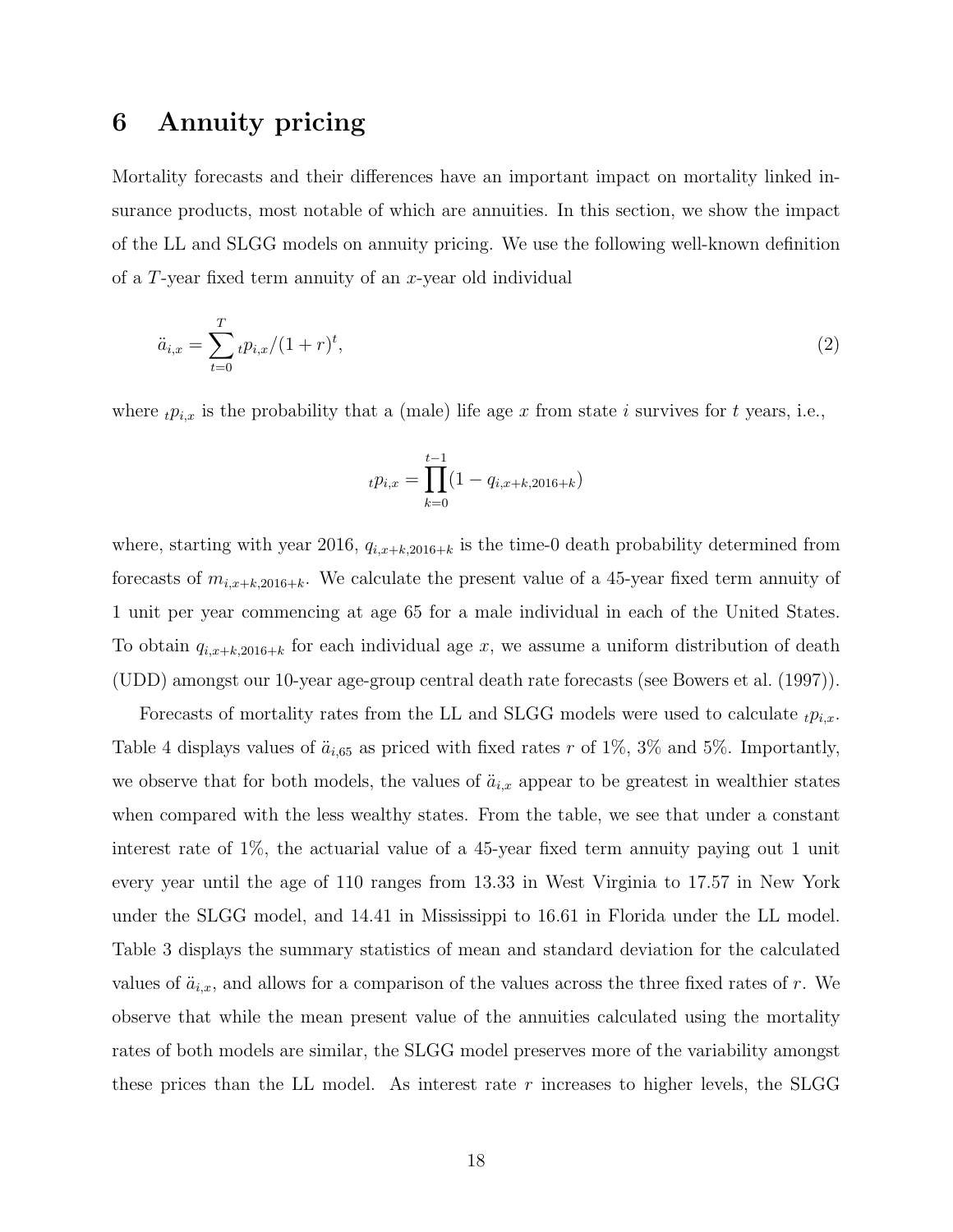# 6 Annuity pricing

Mortality forecasts and their differences have an important impact on mortality linked insurance products, most notable of which are annuities. In this section, we show the impact of the LL and SLGG models on annuity pricing. We use the following well-known definition of a $T$-year fixed term annuity of an $x$-year old individual

$$\ddot{a}_{i,x} = \sum_{t=0}^{T} {}_tp_{i,x}/(1+r)^t, \tag{2}$$

where ${}_tp_{i,x}$ is the probability that a (male) life age $x$ from state $i$ survives for $t$ years, i.e.,

$${}_tp_{i,x} = \prod_{k=0}^{t-1}(1 - q_{i,x+k,2016+k})$$

where, starting with year 2016, $q_{i,x+k,2016+k}$ is the time-0 death probability determined from forecasts of $m_{i,x+k,2016+k}$. We calculate the present value of a 45-year fixed term annuity of 1 unit per year commencing at age 65 for a male individual in each of the United States. To obtain $q_{i,x+k,2016+k}$ for each individual age $x$, we assume a uniform distribution of death (UDD) amongst our 10-year age-group central death rate forecasts (see Bowers et al. (1997)).

Forecasts of mortality rates from the LL and SLGG models were used to calculate ${}_tp_{i,x}$. Table 4 displays values of $\ddot{a}_{i,65}$ as priced with fixed rates $r$ of 1%, 3% and 5%. Importantly, we observe that for both models, the values of $\ddot{a}_{i,x}$ appear to be greatest in wealthier states when compared with the less wealthy states. From the table, we see that under a constant interest rate of 1%, the actuarial value of a 45-year fixed term annuity paying out 1 unit every year until the age of 110 ranges from 13.33 in West Virginia to 17.57 in New York under the SLGG model, and 14.41 in Mississippi to 16.61 in Florida under the LL model. Table 3 displays the summary statistics of mean and standard deviation for the calculated values of $\ddot{a}_{i,x}$, and allows for a comparison of the values across the three fixed rates of $r$. We observe that while the mean present value of the annuities calculated using the mortality rates of both models are similar, the SLGG model preserves more of the variability amongst these prices than the LL model. As interest rate $r$ increases to higher levels, the SLGG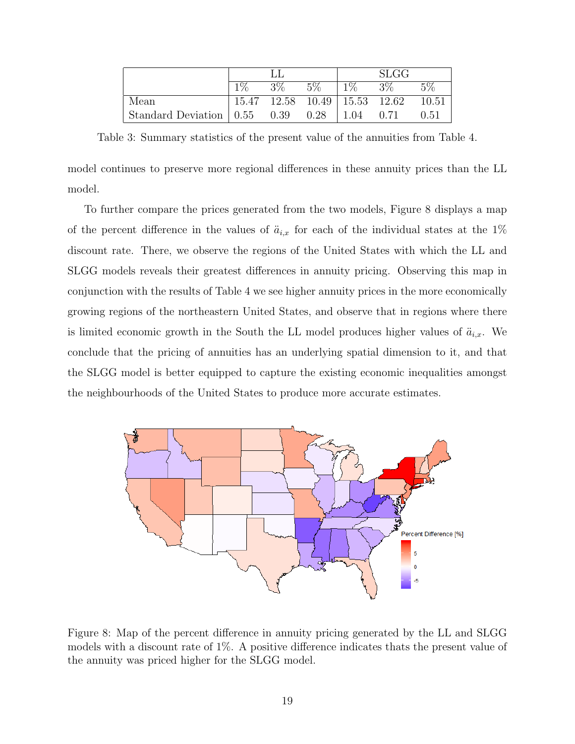| | LL | | | SLGG | | |
|---|---|---|---|---|---|---|
| | 1% | 3% | 5% | 1% | 3% | 5% |
| Mean | 15.47 | 12.58 | 10.49 | 15.53 | 12.62 | 10.51 |
| Standard Deviation | 0.55 | 0.39 | 0.28 | 1.04 | 0.71 | 0.51 |

Table 3: Summary statistics of the present value of the annuities from Table 4.

model continues to preserve more regional differences in these annuity prices than the LL model.

To further compare the prices generated from the two models, Figure 8 displays a map of the percent difference in the values of $\ddot{a}_{i,x}$ for each of the individual states at the 1% discount rate. There, we observe the regions of the United States with which the LL and SLGG models reveals their greatest differences in annuity pricing. Observing this map in conjunction with the results of Table 4 we see higher annuity prices in the more economically growing regions of the northeastern United States, and observe that in regions where there is limited economic growth in the South the LL model produces higher values of $\ddot{a}_{i,x}$. We conclude that the pricing of annuities has an underlying spatial dimension to it, and that the SLGG model is better equipped to capture the existing economic inequalities amongst the neighbourhoods of the United States to produce more accurate estimates.

Figure 8: Map of the percent difference in annuity pricing generated by the LL and SLGG models with a discount rate of 1%. A positive difference indicates thats the present value of the annuity was priced higher for the SLGG model.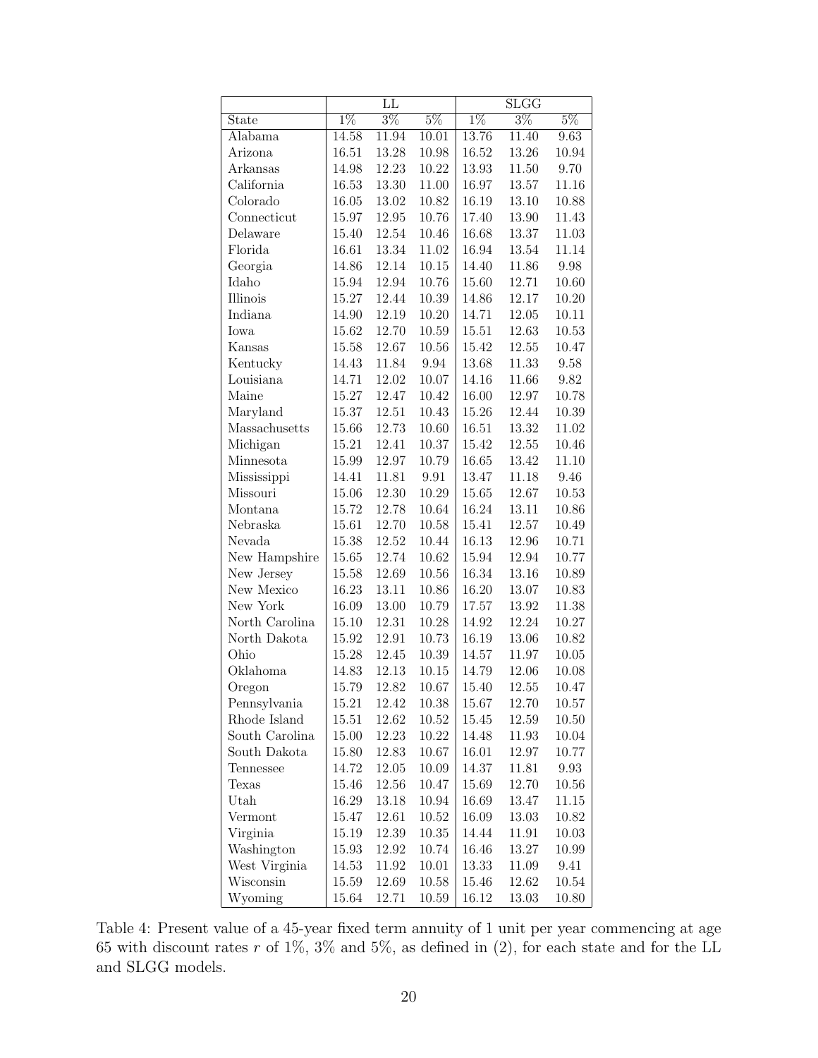| | LL | | | SLGG | | |
|---|---|---|---|---|---|---|
| State | 1% | 3% | 5% | 1% | 3% | 5% |
| Alabama | 14.58 | 11.94 | 10.01 | 13.76 | 11.40 | 9.63 |
| Arizona | 16.51 | 13.28 | 10.98 | 16.52 | 13.26 | 10.94 |
| Arkansas | 14.98 | 12.23 | 10.22 | 13.93 | 11.50 | 9.70 |
| California | 16.53 | 13.30 | 11.00 | 16.97 | 13.57 | 11.16 |
| Colorado | 16.05 | 13.02 | 10.82 | 16.19 | 13.10 | 10.88 |
| Connecticut | 15.97 | 12.95 | 10.76 | 17.40 | 13.90 | 11.43 |
| Delaware | 15.40 | 12.54 | 10.46 | 16.68 | 13.37 | 11.03 |
| Florida | 16.61 | 13.34 | 11.02 | 16.94 | 13.54 | 11.14 |
| Georgia | 14.86 | 12.14 | 10.15 | 14.40 | 11.86 | 9.98 |
| Idaho | 15.94 | 12.94 | 10.76 | 15.60 | 12.71 | 10.60 |
| Illinois | 15.27 | 12.44 | 10.39 | 14.86 | 12.17 | 10.20 |
| Indiana | 14.90 | 12.19 | 10.20 | 14.71 | 12.05 | 10.11 |
| Iowa | 15.62 | 12.70 | 10.59 | 15.51 | 12.63 | 10.53 |
| Kansas | 15.58 | 12.67 | 10.56 | 15.42 | 12.55 | 10.47 |
| Kentucky | 14.43 | 11.84 | 9.94 | 13.68 | 11.33 | 9.58 |
| Louisiana | 14.71 | 12.02 | 10.07 | 14.16 | 11.66 | 9.82 |
| Maine | 15.27 | 12.47 | 10.42 | 16.00 | 12.97 | 10.78 |
| Maryland | 15.37 | 12.51 | 10.43 | 15.26 | 12.44 | 10.39 |
| Massachusetts | 15.66 | 12.73 | 10.60 | 16.51 | 13.32 | 11.02 |
| Michigan | 15.21 | 12.41 | 10.37 | 15.42 | 12.55 | 10.46 |
| Minnesota | 15.99 | 12.97 | 10.79 | 16.65 | 13.42 | 11.10 |
| Mississippi | 14.41 | 11.81 | 9.91 | 13.47 | 11.18 | 9.46 |
| Missouri | 15.06 | 12.30 | 10.29 | 15.65 | 12.67 | 10.53 |
| Montana | 15.72 | 12.78 | 10.64 | 16.24 | 13.11 | 10.86 |
| Nebraska | 15.61 | 12.70 | 10.58 | 15.41 | 12.57 | 10.49 |
| Nevada | 15.38 | 12.52 | 10.44 | 16.13 | 12.96 | 10.71 |
| New Hampshire | 15.65 | 12.74 | 10.62 | 15.94 | 12.94 | 10.77 |
| New Jersey | 15.58 | 12.69 | 10.56 | 16.34 | 13.16 | 10.89 |
| New Mexico | 16.23 | 13.11 | 10.86 | 16.20 | 13.07 | 10.83 |
| New York | 16.09 | 13.00 | 10.79 | 17.57 | 13.92 | 11.38 |
| North Carolina | 15.10 | 12.31 | 10.28 | 14.92 | 12.24 | 10.27 |
| North Dakota | 15.92 | 12.91 | 10.73 | 16.19 | 13.06 | 10.82 |
| Ohio | 15.28 | 12.45 | 10.39 | 14.57 | 11.97 | 10.05 |
| Oklahoma | 14.83 | 12.13 | 10.15 | 14.79 | 12.06 | 10.08 |
| Oregon | 15.79 | 12.82 | 10.67 | 15.40 | 12.55 | 10.47 |
| Pennsylvania | 15.21 | 12.42 | 10.38 | 15.67 | 12.70 | 10.57 |
| Rhode Island | 15.51 | 12.62 | 10.52 | 15.45 | 12.59 | 10.50 |
| South Carolina | 15.00 | 12.23 | 10.22 | 14.48 | 11.93 | 10.04 |
| South Dakota | 15.80 | 12.83 | 10.67 | 16.01 | 12.97 | 10.77 |
| Tennessee | 14.72 | 12.05 | 10.09 | 14.37 | 11.81 | 9.93 |
| Texas | 15.46 | 12.56 | 10.47 | 15.69 | 12.70 | 10.56 |
| Utah | 16.29 | 13.18 | 10.94 | 16.69 | 13.47 | 11.15 |
| Vermont | 15.47 | 12.61 | 10.52 | 16.09 | 13.03 | 10.82 |
| Virginia | 15.19 | 12.39 | 10.35 | 14.44 | 11.91 | 10.03 |
| Washington | 15.93 | 12.92 | 10.74 | 16.46 | 13.27 | 10.99 |
| West Virginia | 14.53 | 11.92 | 10.01 | 13.33 | 11.09 | 9.41 |
| Wisconsin | 15.59 | 12.69 | 10.58 | 15.46 | 12.62 | 10.54 |
| Wyoming | 15.64 | 12.71 | 10.59 | 16.12 | 13.03 | 10.80 |

Table 4: Present value of a 45-year fixed term annuity of 1 unit per year commencing at age 65 with discount rates $r$ of 1%, 3% and 5%, as defined in (2), for each state and for the LL and SLGG models.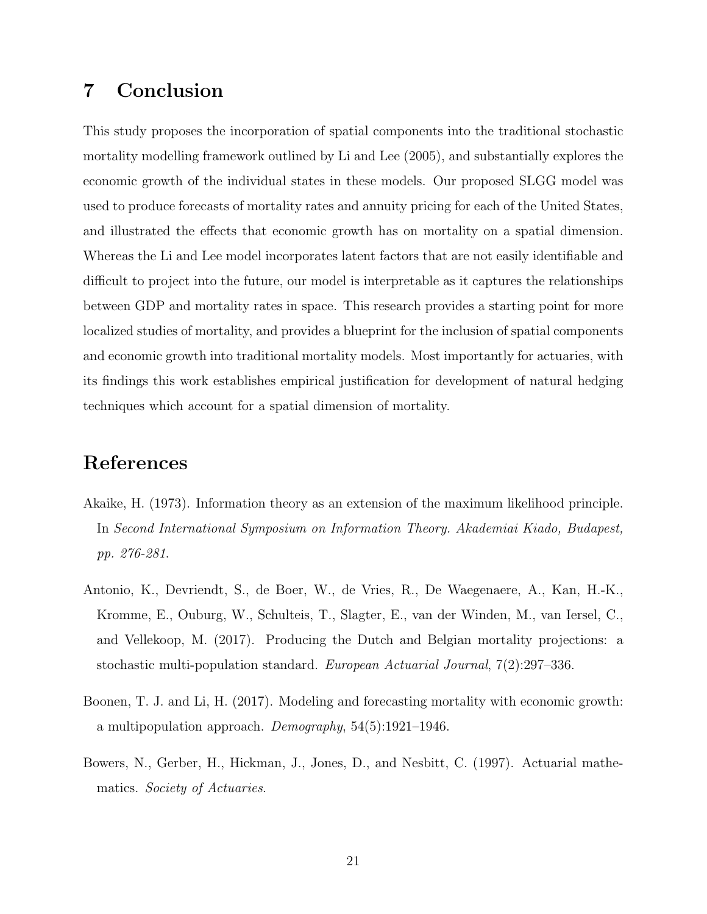## 7 Conclusion

This study proposes the incorporation of spatial components into the traditional stochastic mortality modelling framework outlined by Li and Lee (2005), and substantially explores the economic growth of the individual states in these models. Our proposed SLGG model was used to produce forecasts of mortality rates and annuity pricing for each of the United States, and illustrated the effects that economic growth has on mortality on a spatial dimension. Whereas the Li and Lee model incorporates latent factors that are not easily identifiable and difficult to project into the future, our model is interpretable as it captures the relationships between GDP and mortality rates in space. This research provides a starting point for more localized studies of mortality, and provides a blueprint for the inclusion of spatial components and economic growth into traditional mortality models. Most importantly for actuaries, with its findings this work establishes empirical justification for development of natural hedging techniques which account for a spatial dimension of mortality.

## References

Akaike, H. (1973). Information theory as an extension of the maximum likelihood principle. In *Second International Symposium on Information Theory. Akademiai Kiado, Budapest, pp. 276-281.*

Antonio, K., Devriendt, S., de Boer, W., de Vries, R., De Waegenaere, A., Kan, H.-K., Kromme, E., Ouburg, W., Schulteis, T., Slagter, E., van der Winden, M., van Iersel, C., and Vellekoop, M. (2017). Producing the Dutch and Belgian mortality projections: a stochastic multi-population standard. *European Actuarial Journal*, 7(2):297–336.

Boonen, T. J. and Li, H. (2017). Modeling and forecasting mortality with economic growth: a multipopulation approach. *Demography*, 54(5):1921–1946.

Bowers, N., Gerber, H., Hickman, J., Jones, D., and Nesbitt, C. (1997). Actuarial mathematics. *Society of Actuaries*.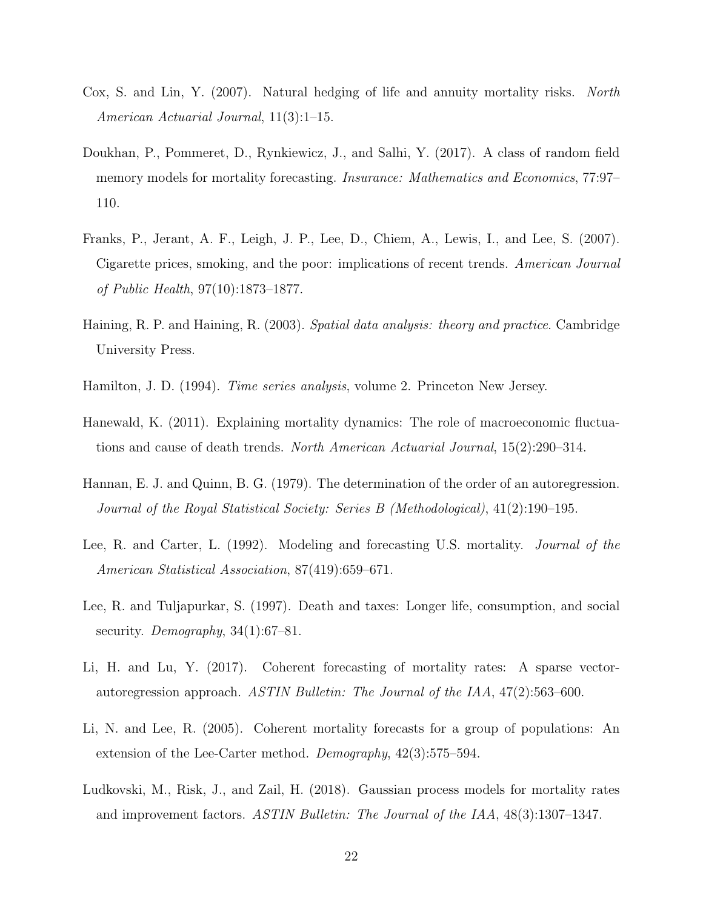Cox, S. and Lin, Y. (2007). Natural hedging of life and annuity mortality risks. *North American Actuarial Journal*, 11(3):1–15.

Doukhan, P., Pommeret, D., Rynkiewicz, J., and Salhi, Y. (2017). A class of random field memory models for mortality forecasting. *Insurance: Mathematics and Economics*, 77:97–110.

Franks, P., Jerant, A. F., Leigh, J. P., Lee, D., Chiem, A., Lewis, I., and Lee, S. (2007). Cigarette prices, smoking, and the poor: implications of recent trends. *American Journal of Public Health*, 97(10):1873–1877.

Haining, R. P. and Haining, R. (2003). *Spatial data analysis: theory and practice*. Cambridge University Press.

Hamilton, J. D. (1994). *Time series analysis*, volume 2. Princeton New Jersey.

Hanewald, K. (2011). Explaining mortality dynamics: The role of macroeconomic fluctuations and cause of death trends. *North American Actuarial Journal*, 15(2):290–314.

Hannan, E. J. and Quinn, B. G. (1979). The determination of the order of an autoregression. *Journal of the Royal Statistical Society: Series B (Methodological)*, 41(2):190–195.

Lee, R. and Carter, L. (1992). Modeling and forecasting U.S. mortality. *Journal of the American Statistical Association*, 87(419):659–671.

Lee, R. and Tuljapurkar, S. (1997). Death and taxes: Longer life, consumption, and social security. *Demography*, 34(1):67–81.

Li, H. and Lu, Y. (2017). Coherent forecasting of mortality rates: A sparse vector-autoregression approach. *ASTIN Bulletin: The Journal of the IAA*, 47(2):563–600.

Li, N. and Lee, R. (2005). Coherent mortality forecasts for a group of populations: An extension of the Lee-Carter method. *Demography*, 42(3):575–594.

Ludkovski, M., Risk, J., and Zail, H. (2018). Gaussian process models for mortality rates and improvement factors. *ASTIN Bulletin: The Journal of the IAA*, 48(3):1307–1347.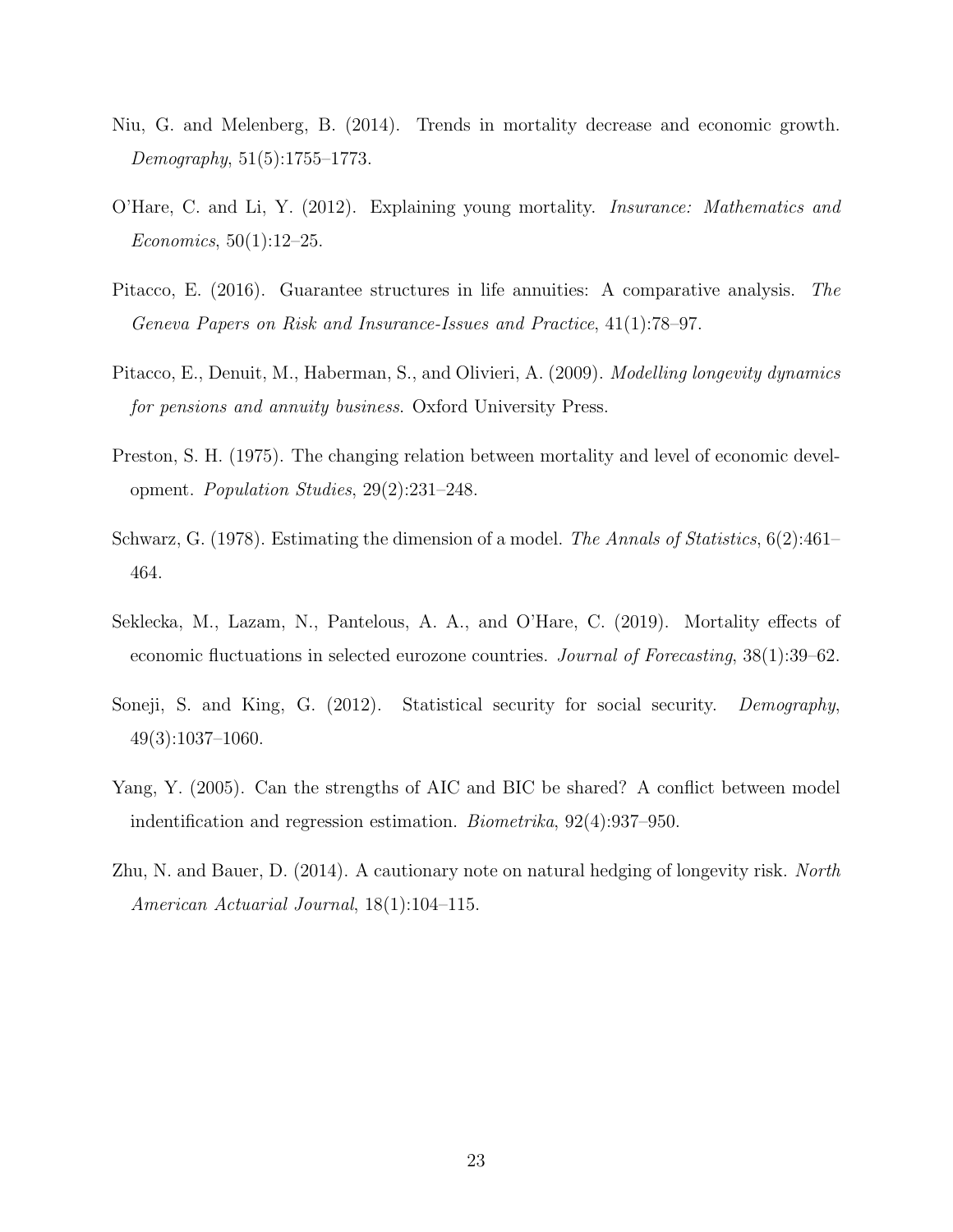Niu, G. and Melenberg, B. (2014). Trends in mortality decrease and economic growth. *Demography*, 51(5):1755–1773.

O'Hare, C. and Li, Y. (2012). Explaining young mortality. *Insurance: Mathematics and Economics*, 50(1):12–25.

Pitacco, E. (2016). Guarantee structures in life annuities: A comparative analysis. *The Geneva Papers on Risk and Insurance-Issues and Practice*, 41(1):78–97.

Pitacco, E., Denuit, M., Haberman, S., and Olivieri, A. (2009). *Modelling longevity dynamics for pensions and annuity business*. Oxford University Press.

Preston, S. H. (1975). The changing relation between mortality and level of economic development. *Population Studies*, 29(2):231–248.

Schwarz, G. (1978). Estimating the dimension of a model. *The Annals of Statistics*, 6(2):461–464.

Seklecka, M., Lazam, N., Pantelous, A. A., and O'Hare, C. (2019). Mortality effects of economic fluctuations in selected eurozone countries. *Journal of Forecasting*, 38(1):39–62.

Soneji, S. and King, G. (2012). Statistical security for social security. *Demography*, 49(3):1037–1060.

Yang, Y. (2005). Can the strengths of AIC and BIC be shared? A conflict between model indentification and regression estimation. *Biometrika*, 92(4):937–950.

Zhu, N. and Bauer, D. (2014). A cautionary note on natural hedging of longevity risk. *North American Actuarial Journal*, 18(1):104–115.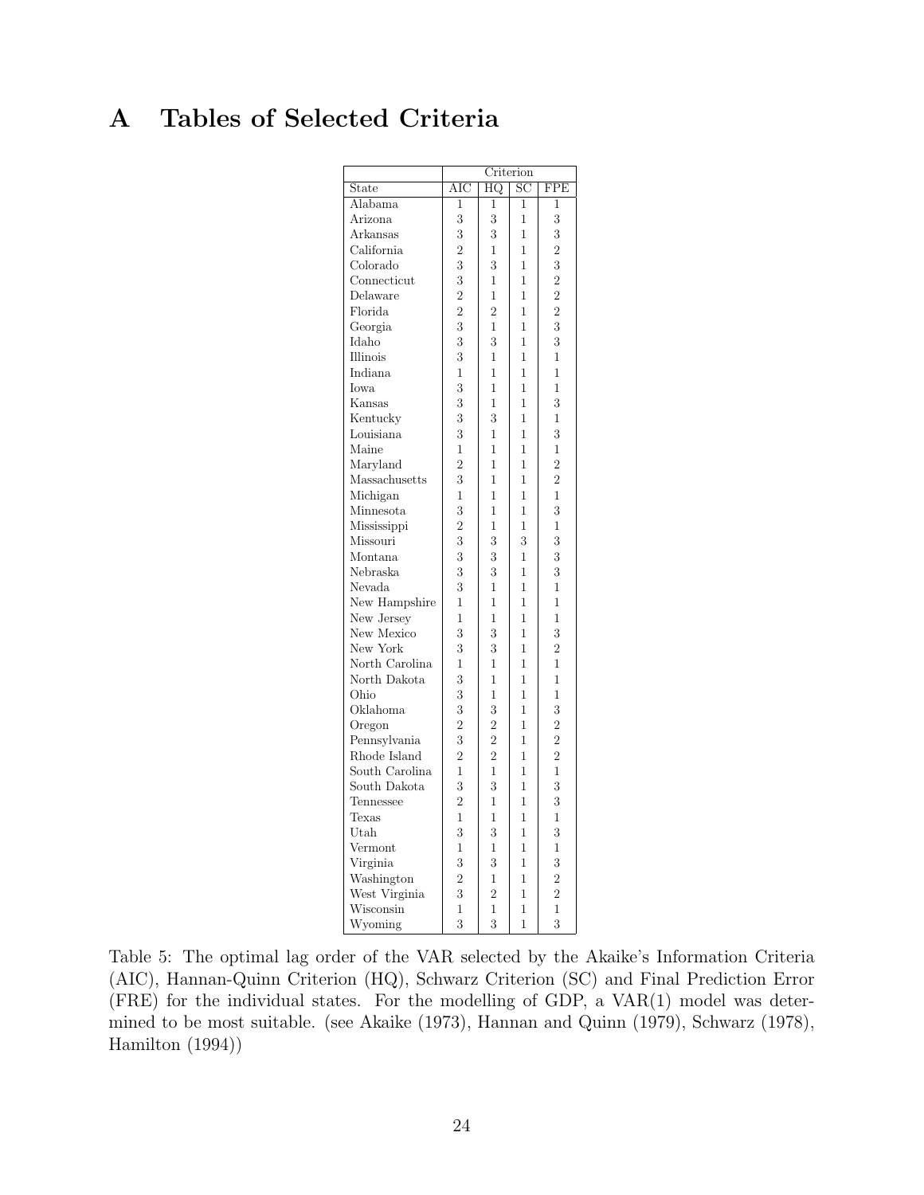# A Tables of Selected Criteria

| | Criterion | | | |
|---|---|---|---|---|
| State | AIC | HQ | SC | FPE |
| Alabama | 1 | 1 | 1 | 1 |
| Arizona | 3 | 3 | 1 | 3 |
| Arkansas | 3 | 3 | 1 | 3 |
| California | 2 | 1 | 1 | 2 |
| Colorado | 3 | 3 | 1 | 3 |
| Connecticut | 3 | 1 | 1 | 2 |
| Delaware | 2 | 1 | 1 | 2 |
| Florida | 2 | 2 | 1 | 2 |
| Georgia | 3 | 1 | 1 | 3 |
| Idaho | 3 | 3 | 1 | 3 |
| Illinois | 3 | 1 | 1 | 1 |
| Indiana | 1 | 1 | 1 | 1 |
| Iowa | 3 | 1 | 1 | 1 |
| Kansas | 3 | 1 | 1 | 3 |
| Kentucky | 3 | 3 | 1 | 1 |
| Louisiana | 3 | 1 | 1 | 3 |
| Maine | 1 | 1 | 1 | 1 |
| Maryland | 2 | 1 | 1 | 2 |
| Massachusetts | 3 | 1 | 1 | 2 |
| Michigan | 1 | 1 | 1 | 1 |
| Minnesota | 3 | 1 | 1 | 3 |
| Mississippi | 2 | 1 | 1 | 1 |
| Missouri | 3 | 3 | 3 | 3 |
| Montana | 3 | 3 | 1 | 3 |
| Nebraska | 3 | 3 | 1 | 3 |
| Nevada | 3 | 1 | 1 | 1 |
| New Hampshire | 1 | 1 | 1 | 1 |
| New Jersey | 1 | 1 | 1 | 1 |
| New Mexico | 3 | 3 | 1 | 3 |
| New York | 3 | 3 | 1 | 2 |
| North Carolina | 1 | 1 | 1 | 1 |
| North Dakota | 3 | 1 | 1 | 1 |
| Ohio | 3 | 1 | 1 | 1 |
| Oklahoma | 3 | 3 | 1 | 3 |
| Oregon | 2 | 2 | 1 | 2 |
| Pennsylvania | 3 | 2 | 1 | 2 |
| Rhode Island | 2 | 2 | 1 | 2 |
| South Carolina | 1 | 1 | 1 | 1 |
| South Dakota | 3 | 3 | 1 | 3 |
| Tennessee | 2 | 1 | 1 | 3 |
| Texas | 1 | 1 | 1 | 1 |
| Utah | 3 | 3 | 1 | 3 |
| Vermont | 1 | 1 | 1 | 1 |
| Virginia | 3 | 3 | 1 | 3 |
| Washington | 2 | 1 | 1 | 2 |
| West Virginia | 3 | 2 | 1 | 2 |
| Wisconsin | 1 | 1 | 1 | 1 |
| Wyoming | 3 | 3 | 1 | 3 |

Table 5: The optimal lag order of the VAR selected by the Akaike's Information Criteria (AIC), Hannan-Quinn Criterion (HQ), Schwarz Criterion (SC) and Final Prediction Error (FRE) for the individual states. For the modelling of GDP, a VAR(1) model was determined to be most suitable. (see Akaike (1973), Hannan and Quinn (1979), Schwarz (1978), Hamilton (1994))